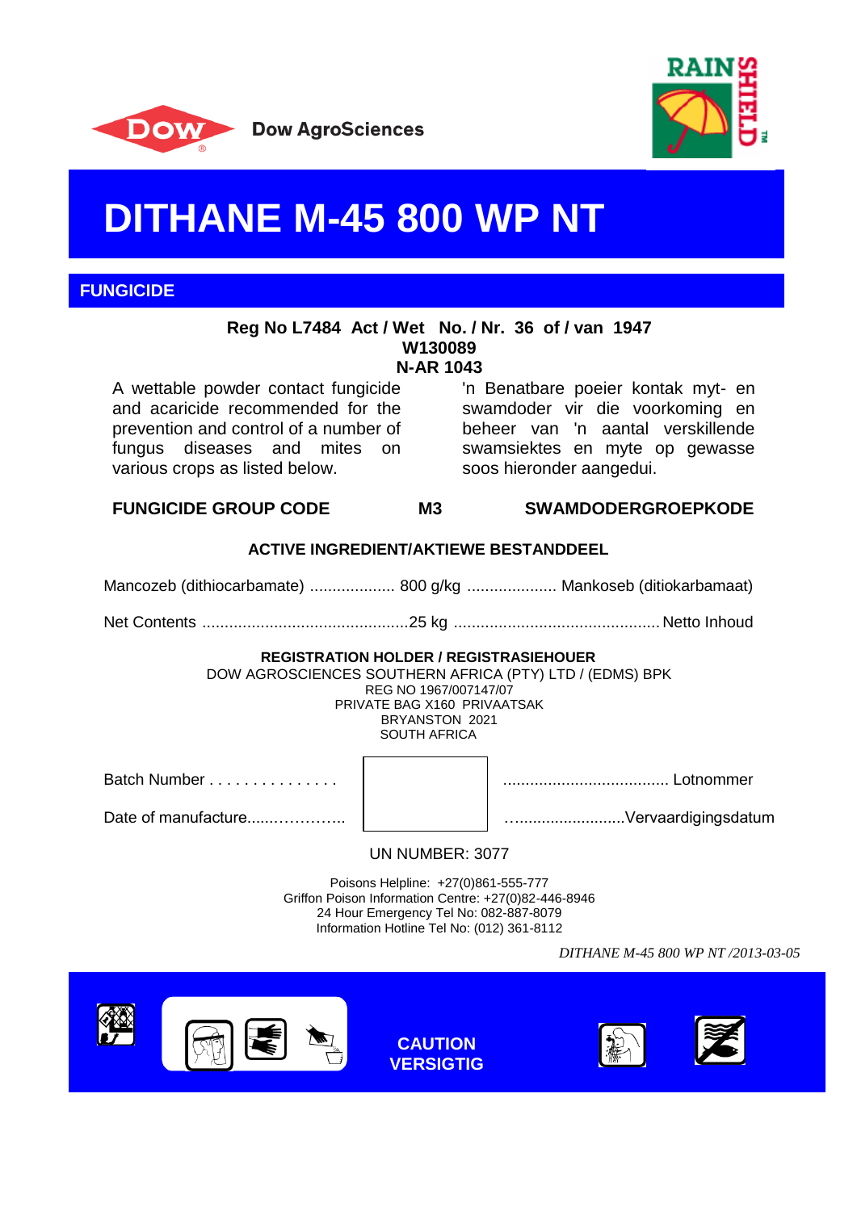Dow AgroSciences

RAINSHIELD™

# DITHANE M-45 800 WP NT

## FUNGICIDE

**Reg No L7484 Act / Wet No. / Nr. 36 of / van 1947**
**W130089**
**N-AR 1043**

A wettable powder contact fungicide and acaricide recommended for the prevention and control of a number of fungus diseases and mites on various crops as listed below.

'n Benatbare poeier kontak myt- en swamdoder vir die voorkoming en beheer van 'n aantal verskillende swamsiektes en myte op gewasse soos hieronder aangedui.

**FUNGICIDE GROUP CODE M3 SWAMDODERGROEPKODE**

**ACTIVE INGREDIENT/AKTIEWE BESTANDDEEL**

Mancozeb (dithiocarbamate) ................... 800 g/kg .................... Mankoseb (ditiokarbamaat)

Net Contents ..............................................25 kg .............................................. Netto Inhoud

**REGISTRATION HOLDER / REGISTRASIEHOUER**
DOW AGROSCIENCES SOUTHERN AFRICA (PTY) LTD / (EDMS) BPK
REG NO 1967/007147/07
PRIVATE BAG X160 PRIVAATSAK
BRYANSTON 2021
SOUTH AFRICA

Batch Number . . . . . . . . . . . . . . . ..................................... Lotnommer

Date of manufacture......…………..  …........................Vervaardigingsdatum

UN NUMBER: 3077

Poisons Helpline: +27(0)861-555-777
Griffon Poison Information Centre: +27(0)82-446-8946
24 Hour Emergency Tel No: 082-887-8079
Information Hotline Tel No: (012) 361-8112

*DITHANE M-45 800 WP NT /2013-03-05*

**CAUTION**
**VERSIGTIG**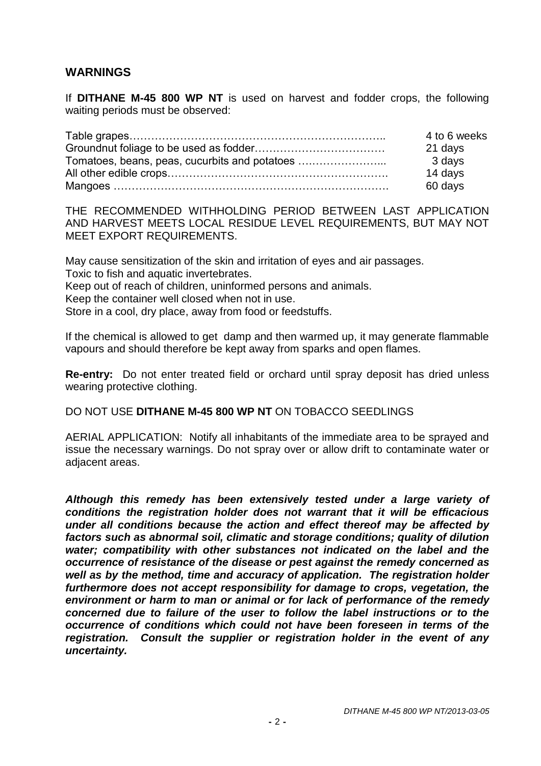## WARNINGS

If **DITHANE M-45 800 WP NT** is used on harvest and fodder crops, the following waiting periods must be observed:

| Crop | Waiting period |
|---|---|
| Table grapes | 4 to 6 weeks |
| Groundnut foliage to be used as fodder | 21 days |
| Tomatoes, beans, peas, cucurbits and potatoes | 3 days |
| All other edible crops | 14 days |
| Mangoes | 60 days |

THE RECOMMENDED WITHHOLDING PERIOD BETWEEN LAST APPLICATION AND HARVEST MEETS LOCAL RESIDUE LEVEL REQUIREMENTS, BUT MAY NOT MEET EXPORT REQUIREMENTS.

May cause sensitization of the skin and irritation of eyes and air passages.
Toxic to fish and aquatic invertebrates.
Keep out of reach of children, uninformed persons and animals.
Keep the container well closed when not in use.
Store in a cool, dry place, away from food or feedstuffs.

If the chemical is allowed to get damp and then warmed up, it may generate flammable vapours and should therefore be kept away from sparks and open flames.

**Re-entry:** Do not enter treated field or orchard until spray deposit has dried unless wearing protective clothing.

DO NOT USE **DITHANE M-45 800 WP NT** ON TOBACCO SEEDLINGS

AERIAL APPLICATION: Notify all inhabitants of the immediate area to be sprayed and issue the necessary warnings. Do not spray over or allow drift to contaminate water or adjacent areas.

***Although this remedy has been extensively tested under a large variety of conditions the registration holder does not warrant that it will be efficacious under all conditions because the action and effect thereof may be affected by factors such as abnormal soil, climatic and storage conditions; quality of dilution water; compatibility with other substances not indicated on the label and the occurrence of resistance of the disease or pest against the remedy concerned as well as by the method, time and accuracy of application. The registration holder furthermore does not accept responsibility for damage to crops, vegetation, the environment or harm to man or animal or for lack of performance of the remedy concerned due to failure of the user to follow the label instructions or to the occurrence of conditions which could not have been foreseen in terms of the registration. Consult the supplier or registration holder in the event of any uncertainty.***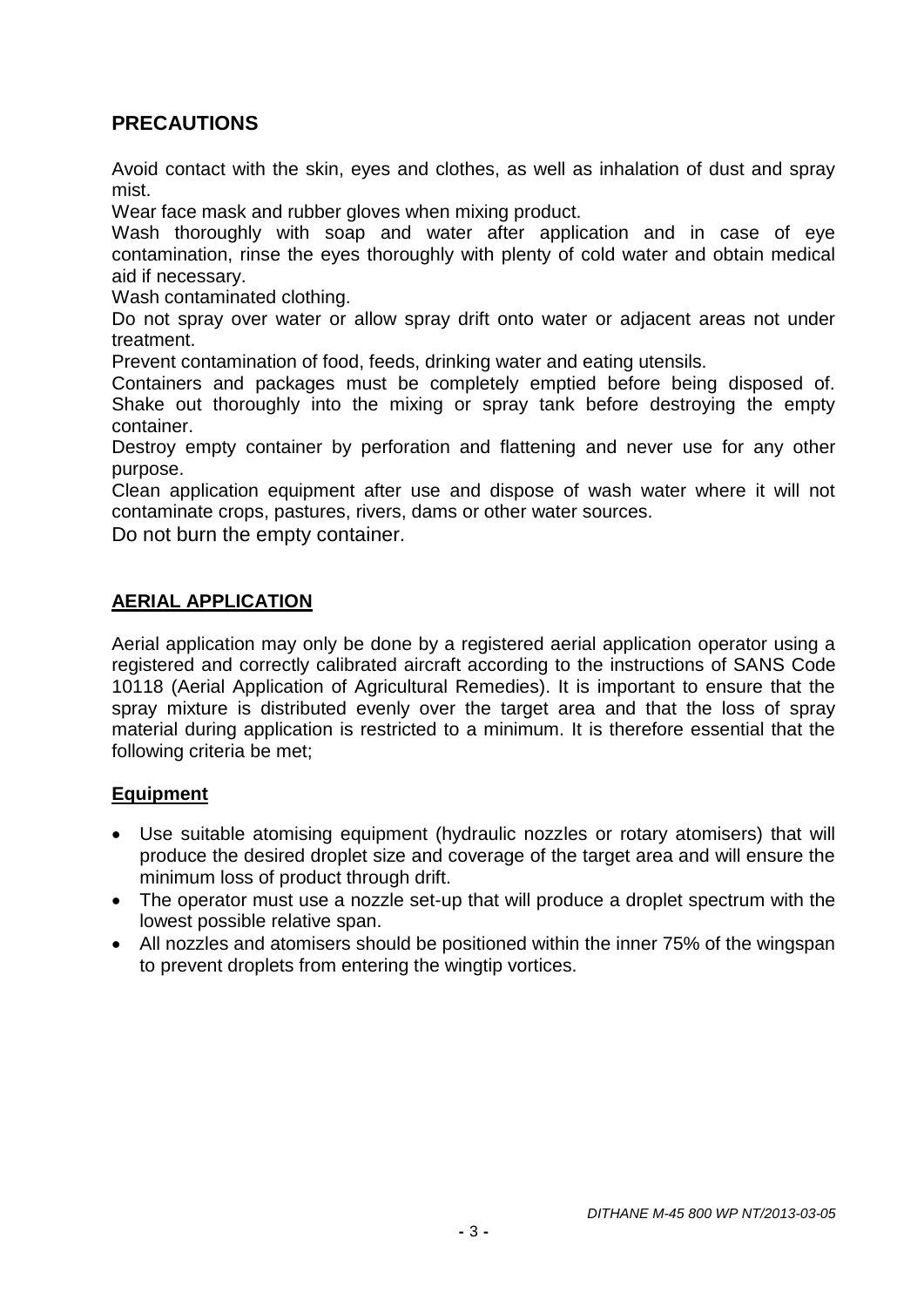## PRECAUTIONS

Avoid contact with the skin, eyes and clothes, as well as inhalation of dust and spray mist.

Wear face mask and rubber gloves when mixing product.

Wash thoroughly with soap and water after application and in case of eye contamination, rinse the eyes thoroughly with plenty of cold water and obtain medical aid if necessary.

Wash contaminated clothing.

Do not spray over water or allow spray drift onto water or adjacent areas not under treatment.

Prevent contamination of food, feeds, drinking water and eating utensils.

Containers and packages must be completely emptied before being disposed of. Shake out thoroughly into the mixing or spray tank before destroying the empty container.

Destroy empty container by perforation and flattening and never use for any other purpose.

Clean application equipment after use and dispose of wash water where it will not contaminate crops, pastures, rivers, dams or other water sources.

Do not burn the empty container.

## AERIAL APPLICATION

Aerial application may only be done by a registered aerial application operator using a registered and correctly calibrated aircraft according to the instructions of SANS Code 10118 (Aerial Application of Agricultural Remedies). It is important to ensure that the spray mixture is distributed evenly over the target area and that the loss of spray material during application is restricted to a minimum. It is therefore essential that the following criteria be met;

### Equipment

- Use suitable atomising equipment (hydraulic nozzles or rotary atomisers) that will produce the desired droplet size and coverage of the target area and will ensure the minimum loss of product through drift.
- The operator must use a nozzle set-up that will produce a droplet spectrum with the lowest possible relative span.
- All nozzles and atomisers should be positioned within the inner 75% of the wingspan to prevent droplets from entering the wingtip vortices.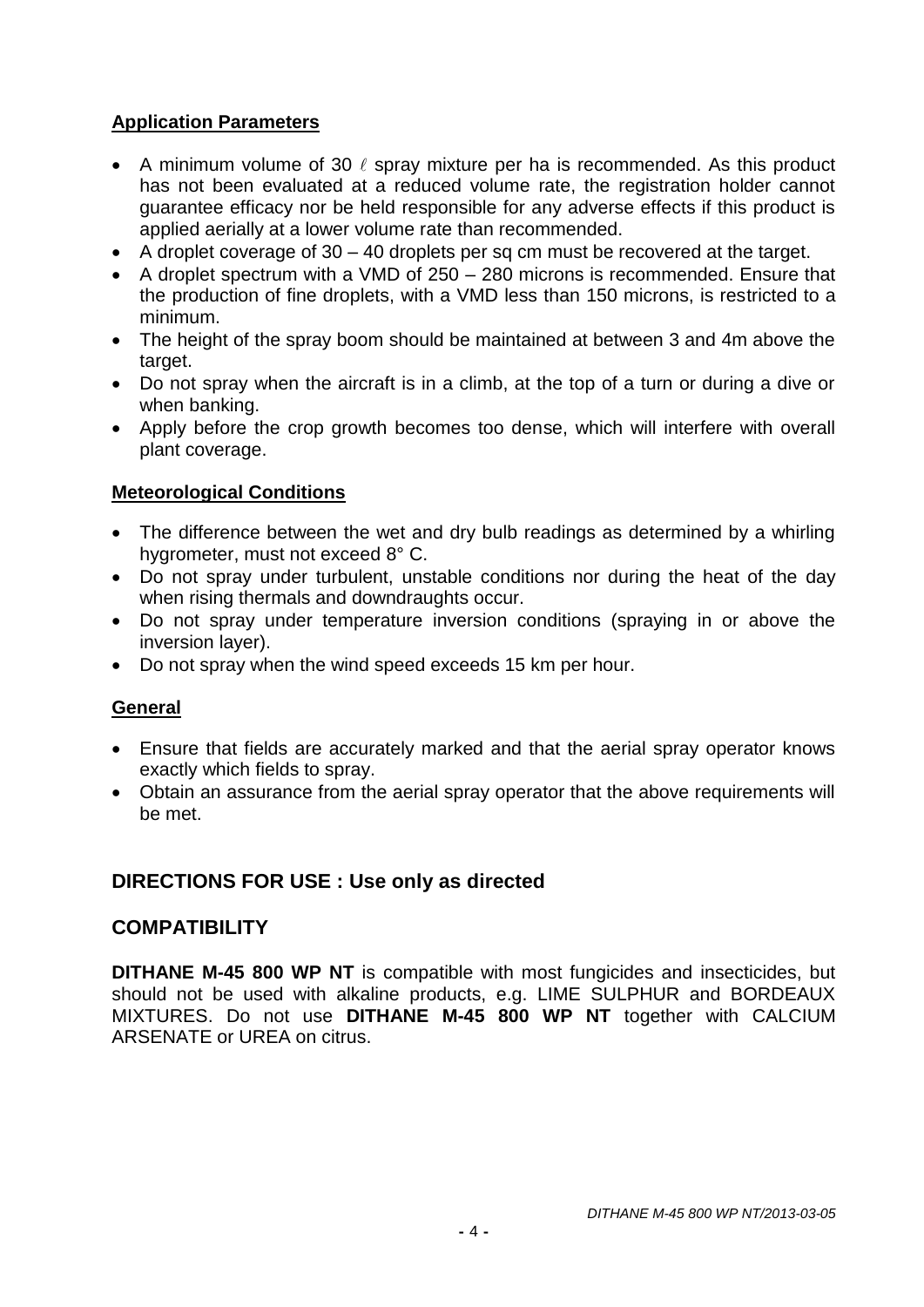**Application Parameters**

- A minimum volume of 30 ℓ spray mixture per ha is recommended. As this product has not been evaluated at a reduced volume rate, the registration holder cannot guarantee efficacy nor be held responsible for any adverse effects if this product is applied aerially at a lower volume rate than recommended.
- A droplet coverage of 30 – 40 droplets per sq cm must be recovered at the target.
- A droplet spectrum with a VMD of 250 – 280 microns is recommended. Ensure that the production of fine droplets, with a VMD less than 150 microns, is restricted to a minimum.
- The height of the spray boom should be maintained at between 3 and 4m above the target.
- Do not spray when the aircraft is in a climb, at the top of a turn or during a dive or when banking.
- Apply before the crop growth becomes too dense, which will interfere with overall plant coverage.

**Meteorological Conditions**

- The difference between the wet and dry bulb readings as determined by a whirling hygrometer, must not exceed 8° C.
- Do not spray under turbulent, unstable conditions nor during the heat of the day when rising thermals and downdraughts occur.
- Do not spray under temperature inversion conditions (spraying in or above the inversion layer).
- Do not spray when the wind speed exceeds 15 km per hour.

**General**

- Ensure that fields are accurately marked and that the aerial spray operator knows exactly which fields to spray.
- Obtain an assurance from the aerial spray operator that the above requirements will be met.

## DIRECTIONS FOR USE : Use only as directed

## COMPATIBILITY

**DITHANE M-45 800 WP NT** is compatible with most fungicides and insecticides, but should not be used with alkaline products, e.g. LIME SULPHUR and BORDEAUX MIXTURES. Do not use **DITHANE M-45 800 WP NT** together with CALCIUM ARSENATE or UREA on citrus.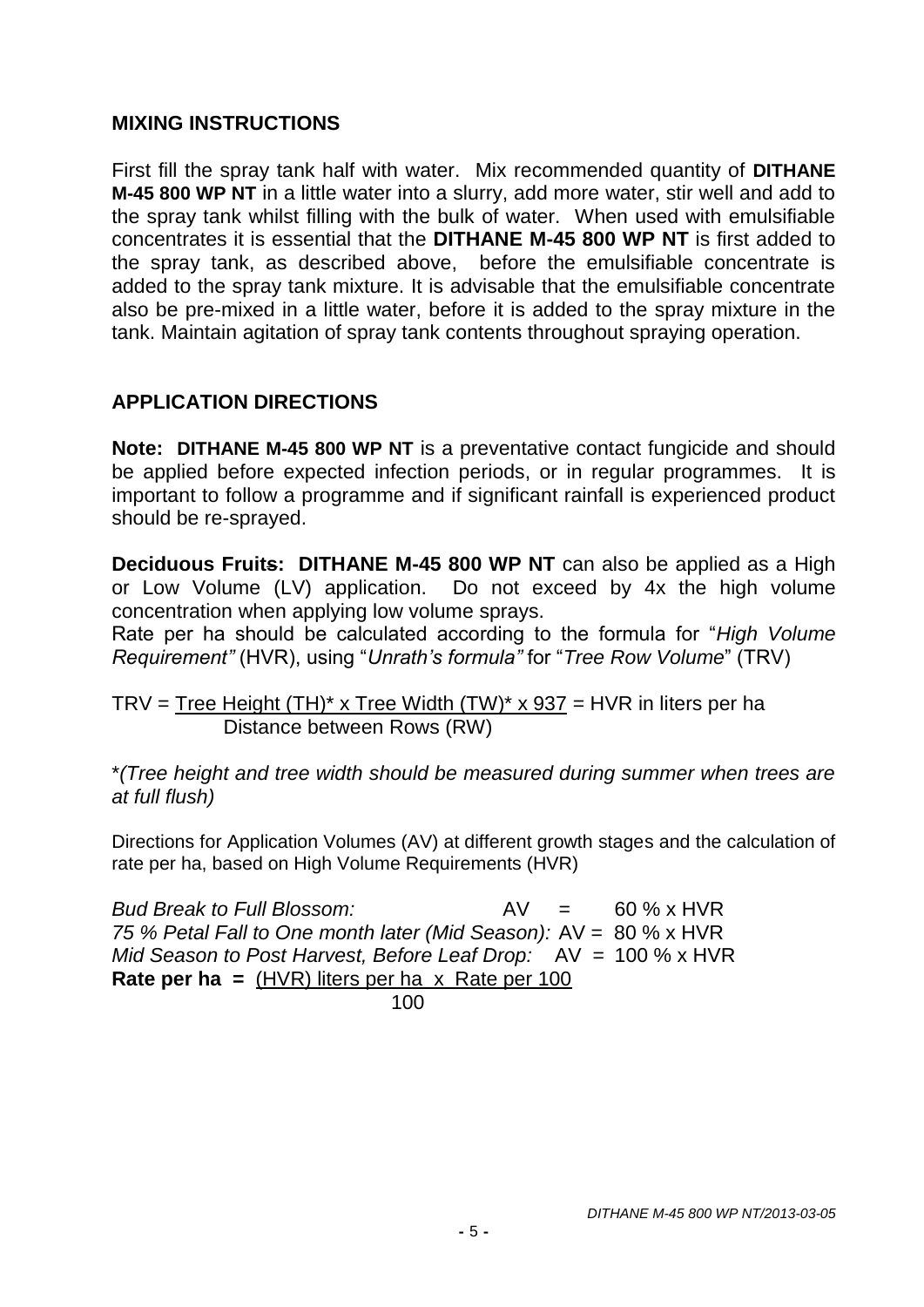## MIXING INSTRUCTIONS

First fill the spray tank half with water. Mix recommended quantity of **DITHANE M-45 800 WP NT** in a little water into a slurry, add more water, stir well and add to the spray tank whilst filling with the bulk of water. When used with emulsifiable concentrates it is essential that the **DITHANE M-45 800 WP NT** is first added to the spray tank, as described above, before the emulsifiable concentrate is added to the spray tank mixture. It is advisable that the emulsifiable concentrate also be pre-mixed in a little water, before it is added to the spray mixture in the tank. Maintain agitation of spray tank contents throughout spraying operation.

## APPLICATION DIRECTIONS

**Note: DITHANE M-45 800 WP NT** is a preventative contact fungicide and should be applied before expected infection periods, or in regular programmes. It is important to follow a programme and if significant rainfall is experienced product should be re-sprayed.

**Deciduous Fruits: DITHANE M-45 800 WP NT** can also be applied as a High or Low Volume (LV) application. Do not exceed by 4x the high volume concentration when applying low volume sprays.
Rate per ha should be calculated according to the formula for "*High Volume Requirement"* (HVR), using "*Unrath's formula"* for "*Tree Row Volume*" (TRV)

$$\text{TRV} = \frac{\text{Tree Height (TH)}^* \times \text{Tree Width (TW)}^* \times 937}{\text{Distance between Rows (RW)}} = \text{HVR in liters per ha}$$

*\*(Tree height and tree width should be measured during summer when trees are at full flush)*

Directions for Application Volumes (AV) at different growth stages and the calculation of rate per ha, based on High Volume Requirements (HVR)

*Bud Break to Full Blossom:* AV = 60 % x HVR
*75 % Petal Fall to One month later (Mid Season):* AV = 80 % x HVR
*Mid Season to Post Harvest, Before Leaf Drop:* AV = 100 % x HVR

$$\textbf{Rate per ha} = \frac{\text{(HVR) liters per ha} \times \text{Rate per 100}}{100}$$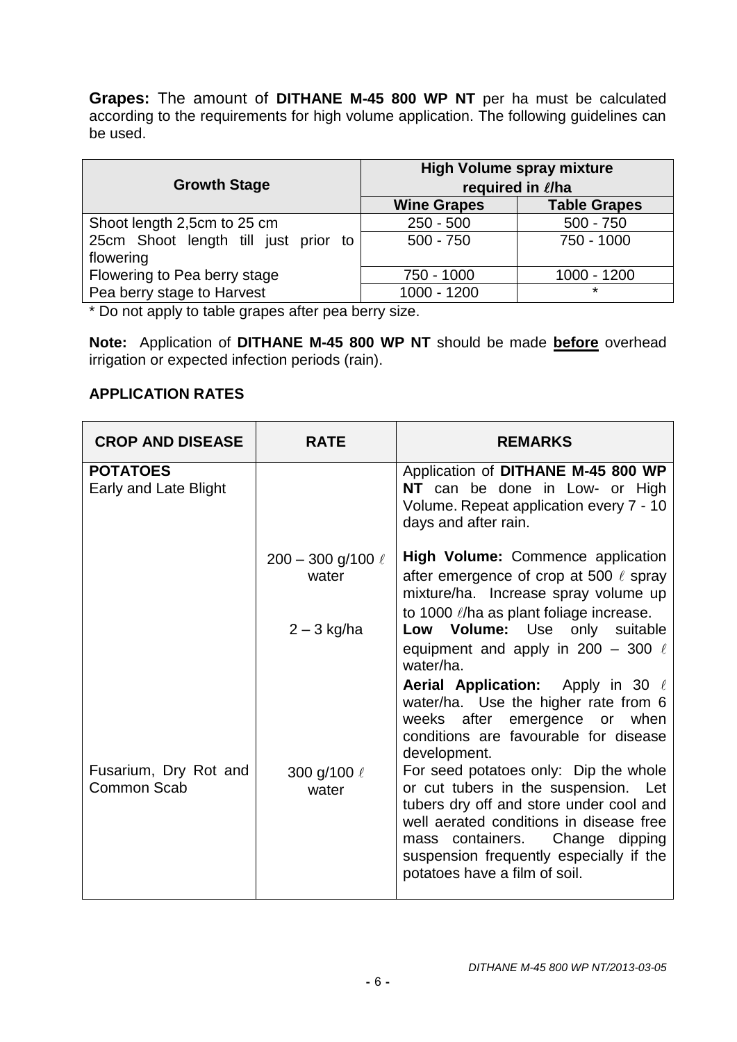**Grapes:** The amount of **DITHANE M-45 800 WP NT** per ha must be calculated according to the requirements for high volume application. The following guidelines can be used.

| Growth Stage | High Volume spray mixture required in ℓ/ha | |
|---|---|---|
| | **Wine Grapes** | **Table Grapes** |
| Shoot length 2,5cm to 25 cm | 250 - 500 | 500 - 750 |
| 25cm Shoot length till just prior to flowering | 500 - 750 | 750 - 1000 |
| Flowering to Pea berry stage | 750 - 1000 | 1000 - 1200 |
| Pea berry stage to Harvest | 1000 - 1200 | * |

* Do not apply to table grapes after pea berry size.

**Note:** Application of **DITHANE M-45 800 WP NT** should be made **before** overhead irrigation or expected infection periods (rain).

## APPLICATION RATES

| CROP AND DISEASE | RATE | REMARKS |
|---|---|---|
| **POTATOES**<br>Early and Late Blight | | Application of **DITHANE M-45 800 WP NT** can be done in Low- or High Volume. Repeat application every 7 - 10 days and after rain. |
| | 200 – 300 g/100 ℓ water | **High Volume:** Commence application after emergence of crop at 500 ℓ spray mixture/ha. Increase spray volume up to 1000 ℓ/ha as plant foliage increase. |
| | 2 – 3 kg/ha | **Low Volume:** Use only suitable equipment and apply in 200 – 300 ℓ water/ha.<br>**Aerial Application:** Apply in 30 ℓ water/ha. Use the higher rate from 6 weeks after emergence or when conditions are favourable for disease development. |
| Fusarium, Dry Rot and Common Scab | 300 g/100 ℓ water | For seed potatoes only: Dip the whole or cut tubers in the suspension. Let tubers dry off and store under cool and well aerated conditions in disease free mass containers. Change dipping suspension frequently especially if the potatoes have a film of soil. |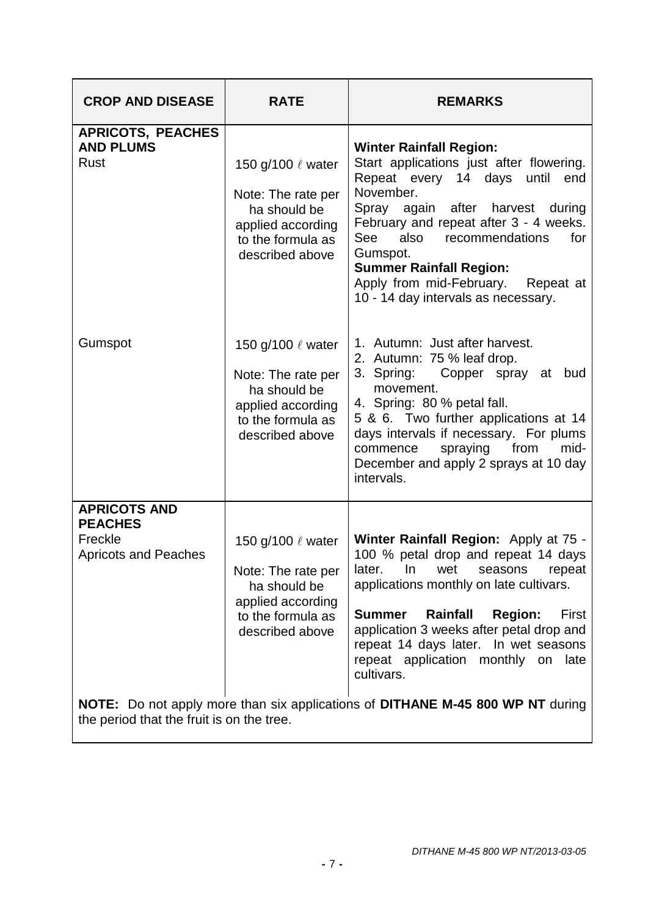| CROP AND DISEASE | RATE | REMARKS |
|---|---|---|
| **APRICOTS, PEACHES AND PLUMS**<br>Rust | 150 g/100 ℓ water<br><br>Note: The rate per ha should be applied according to the formula as described above | **Winter Rainfall Region:**<br>Start applications just after flowering. Repeat every 14 days until end November.<br>Spray again after harvest during February and repeat after 3 - 4 weeks. See also recommendations for Gumspot.<br>**Summer Rainfall Region:**<br>Apply from mid-February. Repeat at 10 - 14 day intervals as necessary. |
| Gumspot | 150 g/100 ℓ water<br><br>Note: The rate per ha should be applied according to the formula as described above | 1. Autumn: Just after harvest.<br>2. Autumn: 75 % leaf drop.<br>3. Spring: Copper spray at bud movement.<br>4. Spring: 80 % petal fall.<br>5 & 6. Two further applications at 14 days intervals if necessary. For plums commence spraying from mid-December and apply 2 sprays at 10 day intervals. |
| **APRICOTS AND PEACHES**<br>Freckle<br>Apricots and Peaches | 150 g/100 ℓ water<br><br>Note: The rate per ha should be applied according to the formula as described above | **Winter Rainfall Region:** Apply at 75 - 100 % petal drop and repeat 14 days later. In wet seasons repeat applications monthly on late cultivars.<br><br>**Summer Rainfall Region:** First application 3 weeks after petal drop and repeat 14 days later. In wet seasons repeat application monthly on late cultivars. |
| **NOTE:** Do not apply more than six applications of **DITHANE M-45 800 WP NT** during the period that the fruit is on the tree. | | |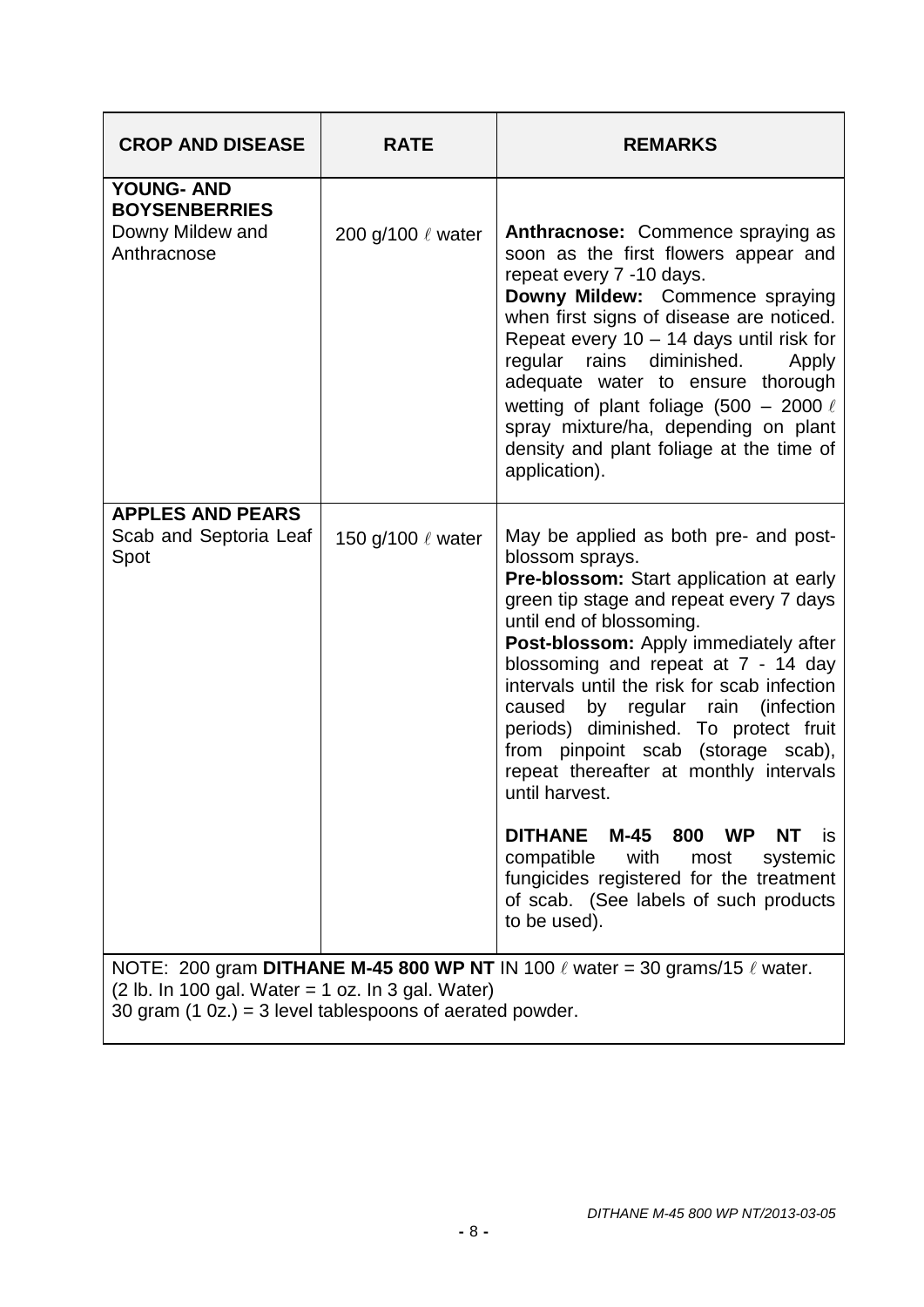| CROP AND DISEASE | RATE | REMARKS |
|---|---|---|
| **YOUNG- AND BOYSENBERRIES**<br>Downy Mildew and Anthracnose | 200 g/100 ℓ water | **Anthracnose:** Commence spraying as soon as the first flowers appear and repeat every 7 -10 days.<br>**Downy Mildew:** Commence spraying when first signs of disease are noticed. Repeat every 10 – 14 days until risk for regular rains diminished. Apply adequate water to ensure thorough wetting of plant foliage (500 – 2000 ℓ spray mixture/ha, depending on plant density and plant foliage at the time of application). |
| **APPLES AND PEARS**<br>Scab and Septoria Leaf Spot | 150 g/100 ℓ water | May be applied as both pre- and post-blossom sprays.<br>**Pre-blossom:** Start application at early green tip stage and repeat every 7 days until end of blossoming.<br>**Post-blossom:** Apply immediately after blossoming and repeat at 7 - 14 day intervals until the risk for scab infection caused by regular rain (infection periods) diminished. To protect fruit from pinpoint scab (storage scab), repeat thereafter at monthly intervals until harvest.<br><br>**DITHANE M-45 800 WP NT** is compatible with most systemic fungicides registered for the treatment of scab. (See labels of such products to be used). |

NOTE: 200 gram **DITHANE M-45 800 WP NT** IN 100 ℓ water = 30 grams/15 ℓ water.
(2 lb. In 100 gal. Water = 1 oz. In 3 gal. Water)
30 gram (1 0z.) = 3 level tablespoons of aerated powder.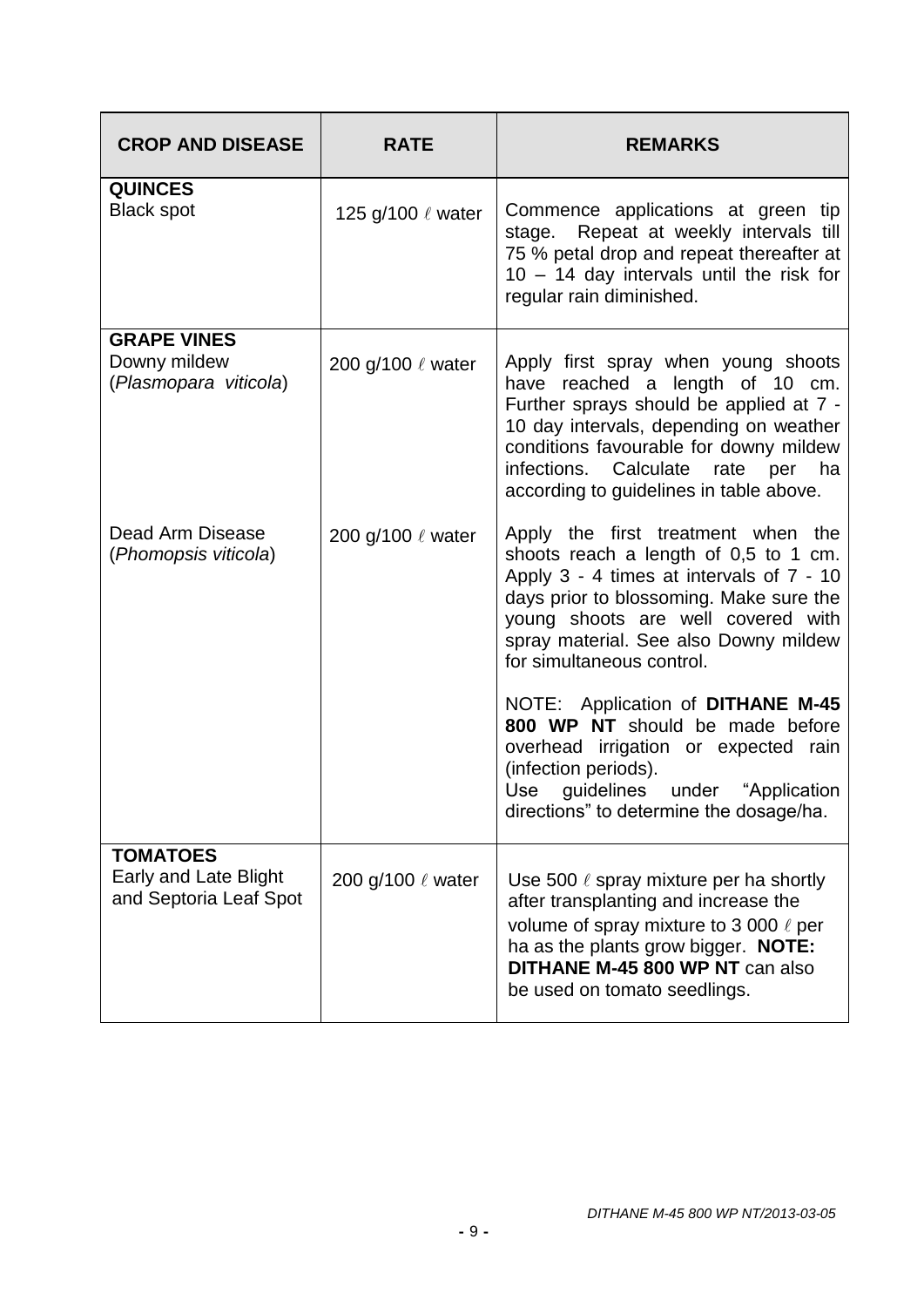| CROP AND DISEASE | RATE | REMARKS |
|---|---|---|
| **QUINCES**<br>Black spot | 125 g/100 ℓ water | Commence applications at green tip stage. Repeat at weekly intervals till 75 % petal drop and repeat thereafter at 10 – 14 day intervals until the risk for regular rain diminished. |
| **GRAPE VINES**<br>Downy mildew<br>(*Plasmopara viticola*) | 200 g/100 ℓ water | Apply first spray when young shoots have reached a length of 10 cm. Further sprays should be applied at 7 - 10 day intervals, depending on weather conditions favourable for downy mildew infections. Calculate rate per ha according to guidelines in table above. |
| Dead Arm Disease<br>(*Phomopsis viticola*) | 200 g/100 ℓ water | Apply the first treatment when the shoots reach a length of 0,5 to 1 cm. Apply 3 - 4 times at intervals of 7 - 10 days prior to blossoming. Make sure the young shoots are well covered with spray material. See also Downy mildew for simultaneous control.<br><br>NOTE: Application of **DITHANE M-45 800 WP NT** should be made before overhead irrigation or expected rain (infection periods).<br>Use guidelines under "Application directions" to determine the dosage/ha. |
| **TOMATOES**<br>Early and Late Blight and Septoria Leaf Spot | 200 g/100 ℓ water | Use 500 ℓ spray mixture per ha shortly after transplanting and increase the volume of spray mixture to 3 000 ℓ per ha as the plants grow bigger. **NOTE: DITHANE M-45 800 WP NT** can also be used on tomato seedlings. |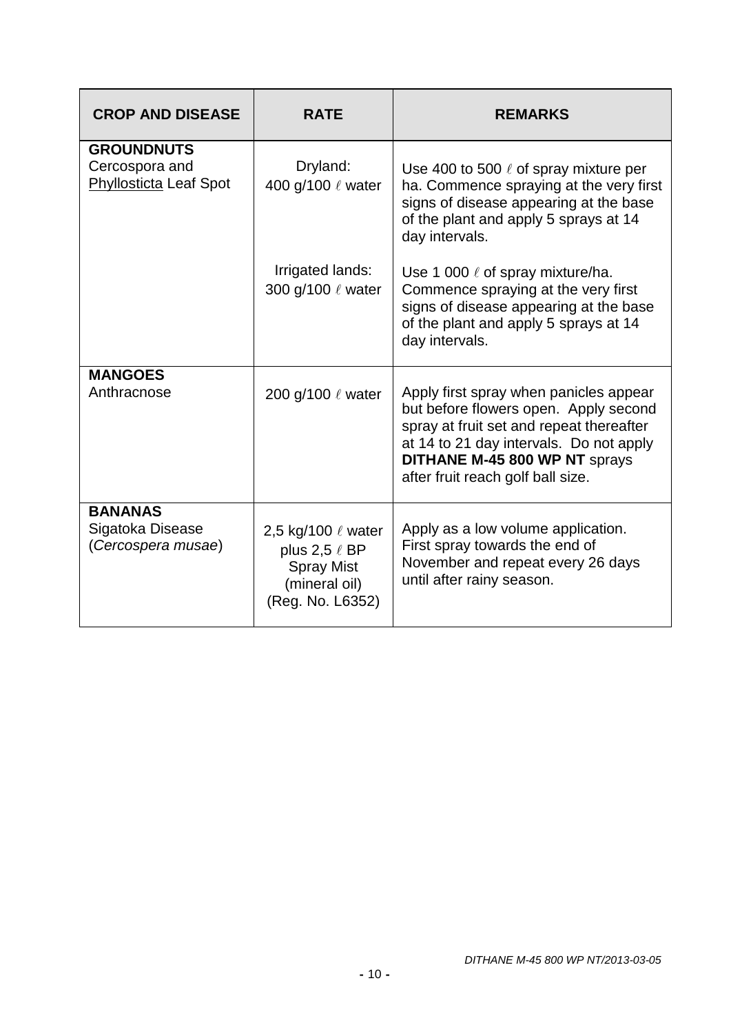| CROP AND DISEASE | RATE | REMARKS |
|---|---|---|
| **GROUNDNUTS**<br>Cercospora and Phyllosticta Leaf Spot | Dryland:<br>400 g/100 ℓ water | Use 400 to 500 ℓ of spray mixture per ha. Commence spraying at the very first signs of disease appearing at the base of the plant and apply 5 sprays at 14 day intervals. |
| | Irrigated lands:<br>300 g/100 ℓ water | Use 1 000 ℓ of spray mixture/ha. Commence spraying at the very first signs of disease appearing at the base of the plant and apply 5 sprays at 14 day intervals. |
| **MANGOES**<br>Anthracnose | 200 g/100 ℓ water | Apply first spray when panicles appear but before flowers open. Apply second spray at fruit set and repeat thereafter at 14 to 21 day intervals. Do not apply **DITHANE M-45 800 WP NT** sprays after fruit reach golf ball size. |
| **BANANAS**<br>Sigatoka Disease (*Cercospera musae*) | 2,5 kg/100 ℓ water plus 2,5 ℓ BP Spray Mist (mineral oil) (Reg. No. L6352) | Apply as a low volume application. First spray towards the end of November and repeat every 26 days until after rainy season. |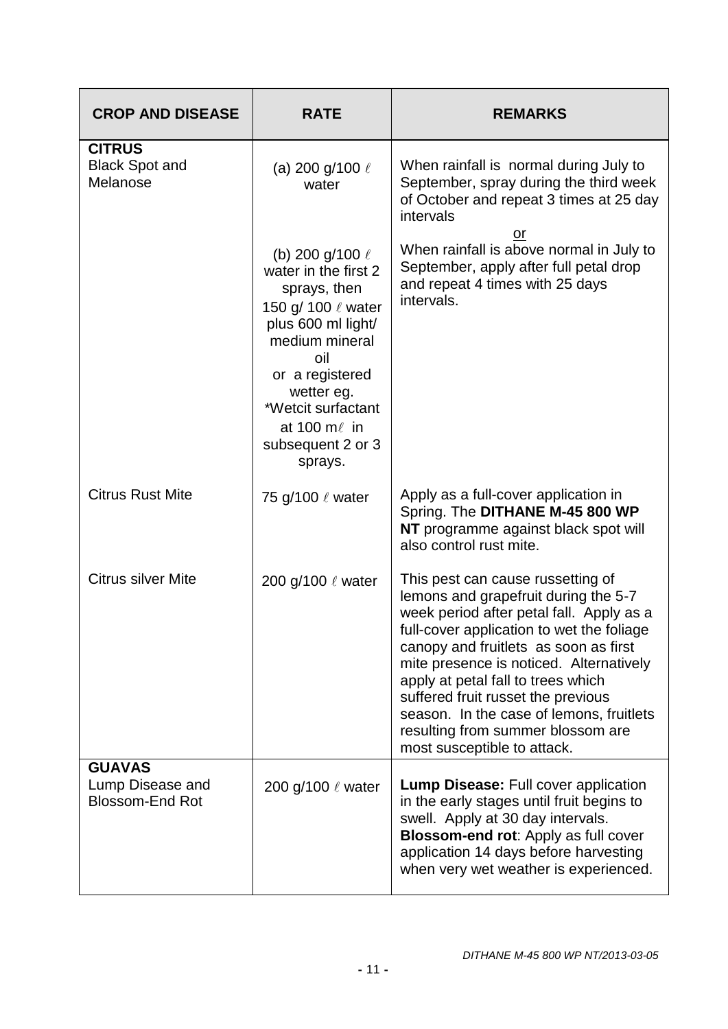| CROP AND DISEASE | RATE | REMARKS |
|---|---|---|
| **CITRUS**<br>Black Spot and Melanose | (a) 200 g/100 ℓ water<br><br>(b) 200 g/100 ℓ water in the first 2 sprays, then 150 g/ 100 ℓ water plus 600 ml light/ medium mineral oil or a registered wetter eg. *Wetcit surfactant at 100 mℓ in subsequent 2 or 3 sprays. | When rainfall is normal during July to September, spray during the third week of October and repeat 3 times at 25 day intervals<br>or<br>When rainfall is above normal in July to September, apply after full petal drop and repeat 4 times with 25 days intervals. |
| Citrus Rust Mite | 75 g/100 ℓ water | Apply as a full-cover application in Spring. The **DITHANE M-45 800 WP NT** programme against black spot will also control rust mite. |
| Citrus silver Mite | 200 g/100 ℓ water | This pest can cause russetting of lemons and grapefruit during the 5-7 week period after petal fall. Apply as a full-cover application to wet the foliage canopy and fruitlets as soon as first mite presence is noticed. Alternatively apply at petal fall to trees which suffered fruit russet the previous season. In the case of lemons, fruitlets resulting from summer blossom are most susceptible to attack. |
| **GUAVAS**<br>Lump Disease and Blossom-End Rot | 200 g/100 ℓ water | **Lump Disease:** Full cover application in the early stages until fruit begins to swell. Apply at 30 day intervals.<br>**Blossom-end rot**: Apply as full cover application 14 days before harvesting when very wet weather is experienced. |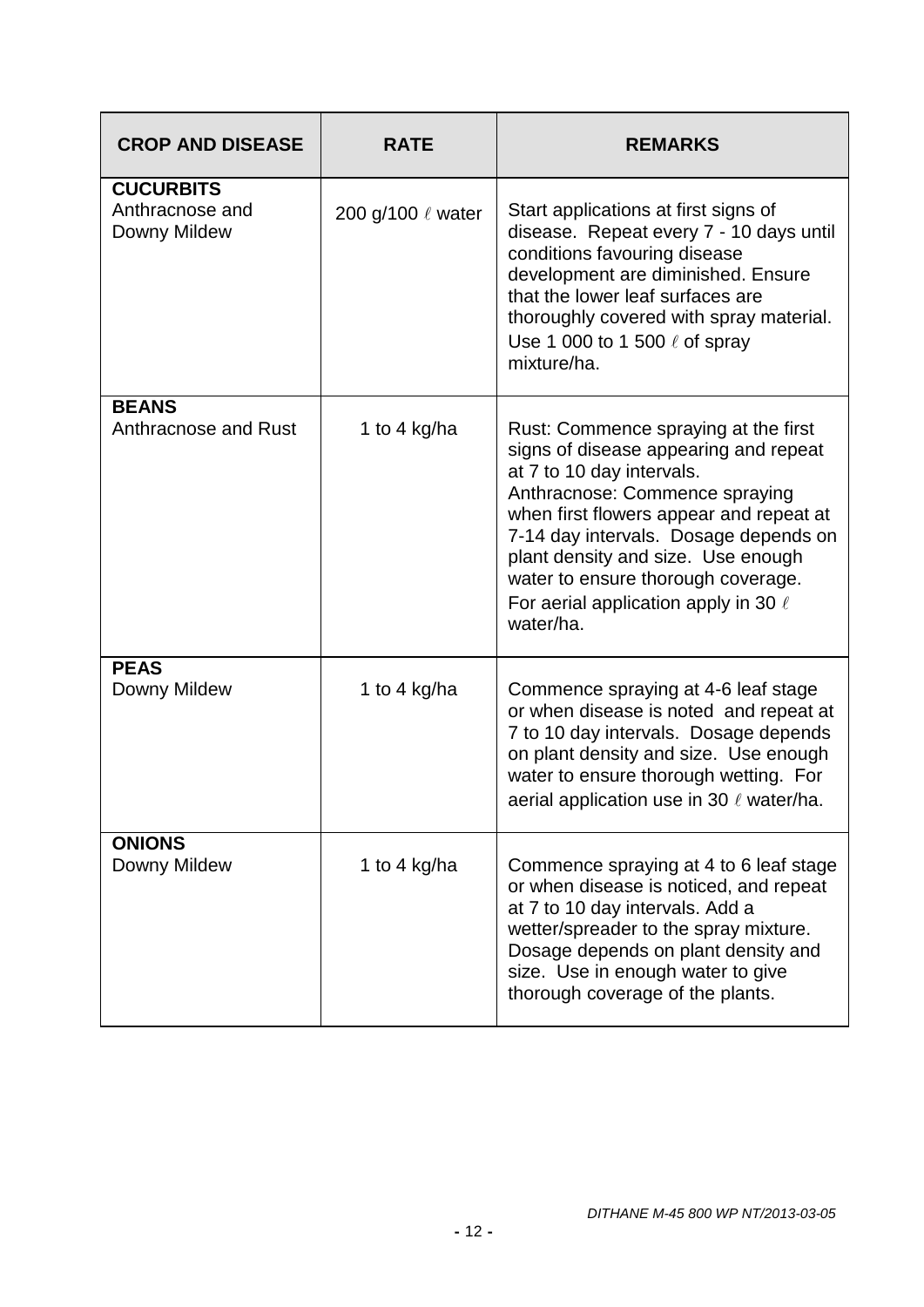| CROP AND DISEASE | RATE | REMARKS |
|---|---|---|
| **CUCURBITS** Anthracnose and Downy Mildew | 200 g/100 ℓ water | Start applications at first signs of disease. Repeat every 7 - 10 days until conditions favouring disease development are diminished. Ensure that the lower leaf surfaces are thoroughly covered with spray material. Use 1 000 to 1 500 ℓ of spray mixture/ha. |
| **BEANS** Anthracnose and Rust | 1 to 4 kg/ha | Rust: Commence spraying at the first signs of disease appearing and repeat at 7 to 10 day intervals. Anthracnose: Commence spraying when first flowers appear and repeat at 7-14 day intervals. Dosage depends on plant density and size. Use enough water to ensure thorough coverage. For aerial application apply in 30 ℓ water/ha. |
| **PEAS** Downy Mildew | 1 to 4 kg/ha | Commence spraying at 4-6 leaf stage or when disease is noted and repeat at 7 to 10 day intervals. Dosage depends on plant density and size. Use enough water to ensure thorough wetting. For aerial application use in 30 ℓ water/ha. |
| **ONIONS** Downy Mildew | 1 to 4 kg/ha | Commence spraying at 4 to 6 leaf stage or when disease is noticed, and repeat at 7 to 10 day intervals. Add a wetter/spreader to the spray mixture. Dosage depends on plant density and size. Use in enough water to give thorough coverage of the plants. |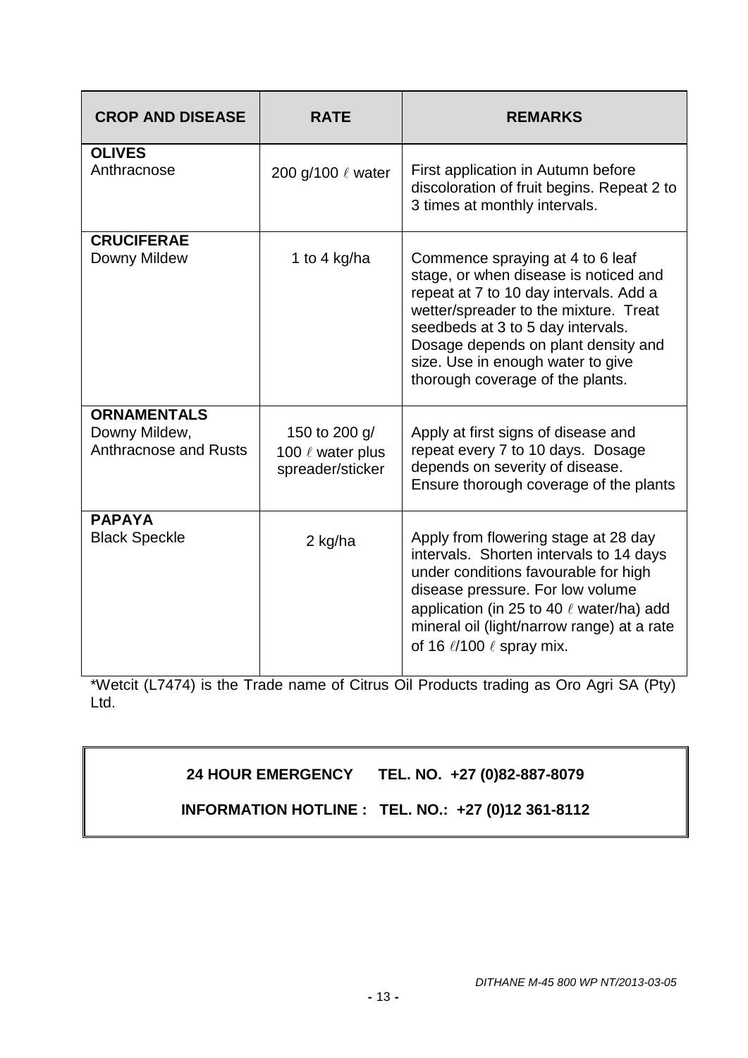| CROP AND DISEASE | RATE | REMARKS |
|---|---|---|
| **OLIVES**<br>Anthracnose | 200 g/100 ℓ water | First application in Autumn before discoloration of fruit begins. Repeat 2 to 3 times at monthly intervals. |
| **CRUCIFERAE**<br>Downy Mildew | 1 to 4 kg/ha | Commence spraying at 4 to 6 leaf stage, or when disease is noticed and repeat at 7 to 10 day intervals. Add a wetter/spreader to the mixture. Treat seedbeds at 3 to 5 day intervals. Dosage depends on plant density and size. Use in enough water to give thorough coverage of the plants. |
| **ORNAMENTALS**<br>Downy Mildew, Anthracnose and Rusts | 150 to 200 g/ 100 ℓ water plus spreader/sticker | Apply at first signs of disease and repeat every 7 to 10 days. Dosage depends on severity of disease. Ensure thorough coverage of the plants |
| **PAPAYA**<br>Black Speckle | 2 kg/ha | Apply from flowering stage at 28 day intervals. Shorten intervals to 14 days under conditions favourable for high disease pressure. For low volume application (in 25 to 40 ℓ water/ha) add mineral oil (light/narrow range) at a rate of 16 ℓ/100 ℓ spray mix. |

*Wetcit (L7474) is the Trade name of Citrus Oil Products trading as Oro Agri SA (Pty) Ltd.

**24 HOUR EMERGENCY TEL. NO. +27 (0)82-887-8079**

**INFORMATION HOTLINE : TEL. NO.: +27 (0)12 361-8112**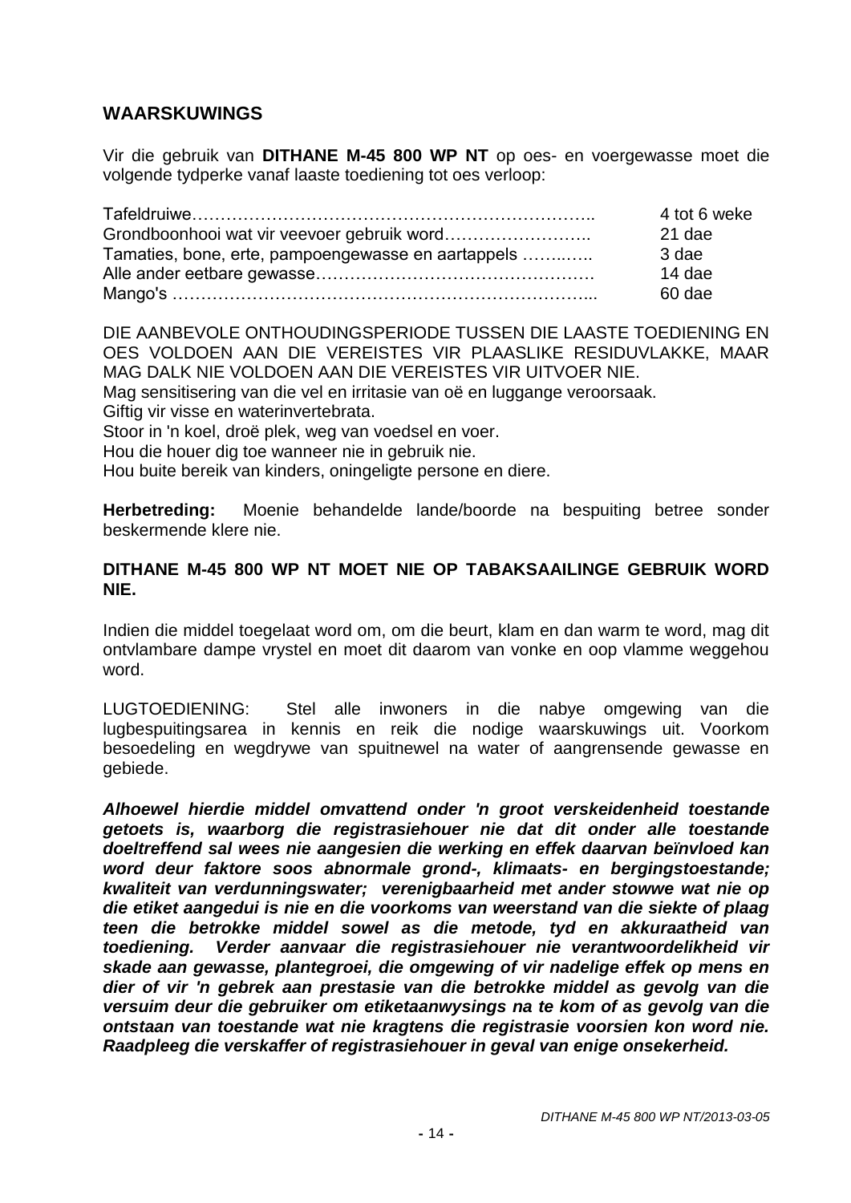## WAARSKUWINGS

Vir die gebruik van **DITHANE M-45 800 WP NT** op oes- en voergewasse moet die volgende tydperke vanaf laaste toediening tot oes verloop:

| | |
|---|---|
| Tafeldruiwe…………………………………………………………….. | 4 tot 6 weke |
| Grondboonhooi wat vir veevoer gebruik word…………………….. | 21 dae |
| Tamaties, bone, erte, pampoengewasse en aartappels ……..….. | 3 dae |
| Alle ander eetbare gewasse…………………………………………. | 14 dae |
| Mango's ……………………………………………………………... | 60 dae |

DIE AANBEVOLE ONTHOUDINGSPERIODE TUSSEN DIE LAASTE TOEDIENING EN OES VOLDOEN AAN DIE VEREISTES VIR PLAASLIKE RESIDUVLAKKE, MAAR MAG DALK NIE VOLDOEN AAN DIE VEREISTES VIR UITVOER NIE.
Mag sensitisering van die vel en irritasie van oë en luggange veroorsaak.
Giftig vir visse en waterinvertebrata.
Stoor in 'n koel, droë plek, weg van voedsel en voer.
Hou die houer dig toe wanneer nie in gebruik nie.
Hou buite bereik van kinders, oningeligte persone en diere.

**Herbetreding:** Moenie behandelde lande/boorde na bespuiting betree sonder beskermende klere nie.

**DITHANE M-45 800 WP NT MOET NIE OP TABAKSAAILINGE GEBRUIK WORD NIE.**

Indien die middel toegelaat word om, om die beurt, klam en dan warm te word, mag dit ontvlambare dampe vrystel en moet dit daarom van vonke en oop vlamme weggehou word.

LUGTOEDIENING: Stel alle inwoners in die nabye omgewing van die lugbespuitingsarea in kennis en reik die nodige waarskuwings uit. Voorkom besoedeling en wegdrywe van spuitnewel na water of aangrensende gewasse en gebiede.

***Alhoewel hierdie middel omvattend onder 'n groot verskeidenheid toestande getoets is, waarborg die registrasiehouer nie dat dit onder alle toestande doeltreffend sal wees nie aangesien die werking en effek daarvan beïnvloed kan word deur faktore soos abnormale grond-, klimaats- en bergingstoestande; kwaliteit van verdunningswater; verenigbaarheid met ander stowwe wat nie op die etiket aangedui is nie en die voorkoms van weerstand van die siekte of plaag teen die betrokke middel sowel as die metode, tyd en akkuraatheid van toediening. Verder aanvaar die registrasiehouer nie verantwoordelikheid vir skade aan gewasse, plantegroei, die omgewing of vir nadelige effek op mens en dier of vir 'n gebrek aan prestasie van die betrokke middel as gevolg van die versuim deur die gebruiker om etiketaanwysings na te kom of as gevolg van die ontstaan van toestande wat nie kragtens die registrasie voorsien kon word nie. Raadpleeg die verskaffer of registrasiehouer in geval van enige onsekerheid.***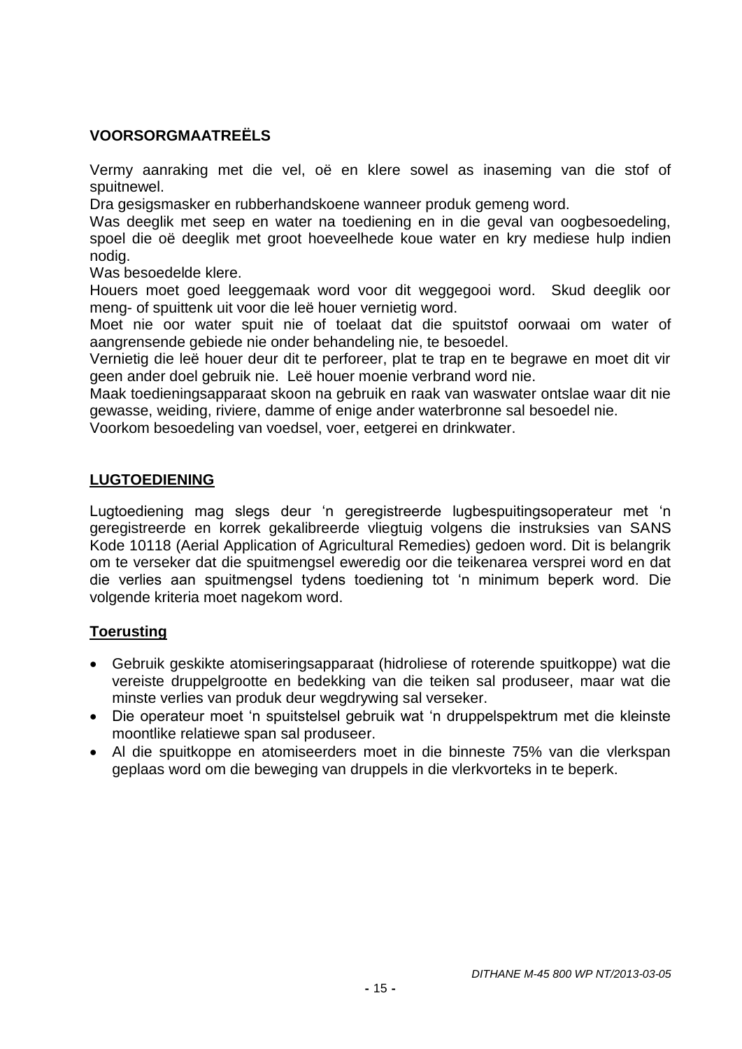**VOORSORGMAATREËLS**

Vermy aanraking met die vel, oë en klere sowel as inaseming van die stof of spuitnewel.

Dra gesigsmasker en rubberhandskoene wanneer produk gemeng word.

Was deeglik met seep en water na toediening en in die geval van oogbesoedeling, spoel die oë deeglik met groot hoeveelhede koue water en kry mediese hulp indien nodig.

Was besoedelde klere.

Houers moet goed leeggemaak word voor dit weggegooi word. Skud deeglik oor meng- of spuittenk uit voor die leë houer vernietig word.

Moet nie oor water spuit nie of toelaat dat die spuitstof oorwaai om water of aangrensende gebiede nie onder behandeling nie, te besoedel.

Vernietig die leë houer deur dit te perforeer, plat te trap en te begrawe en moet dit vir geen ander doel gebruik nie. Leë houer moenie verbrand word nie.

Maak toedieningsapparaat skoon na gebruik en raak van waswater ontslae waar dit nie gewasse, weiding, riviere, damme of enige ander waterbronne sal besoedel nie.

Voorkom besoedeling van voedsel, voer, eetgerei en drinkwater.

**LUGTOEDIENING**

Lugtoediening mag slegs deur 'n geregistreerde lugbespuitingsoperateur met 'n geregistreerde en korrek gekalibreerde vliegtuig volgens die instruksies van SANS Kode 10118 (Aerial Application of Agricultural Remedies) gedoen word. Dit is belangrik om te verseker dat die spuitmengsel eweredig oor die teikenarea versprei word en dat die verlies aan spuitmengsel tydens toediening tot 'n minimum beperk word. Die volgende kriteria moet nagekom word.

**Toerusting**

- Gebruik geskikte atomiseringsapparaat (hidroliese of roterende spuitkoppe) wat die vereiste druppelgrootte en bedekking van die teiken sal produseer, maar wat die minste verlies van produk deur wegdrywing sal verseker.
- Die operateur moet 'n spuitstelsel gebruik wat 'n druppelspektrum met die kleinste moontlike relatiewe span sal produseer.
- Al die spuitkoppe en atomiseerders moet in die binneste 75% van die vlerkspan geplaas word om die beweging van druppels in die vlerkvorteks in te beperk.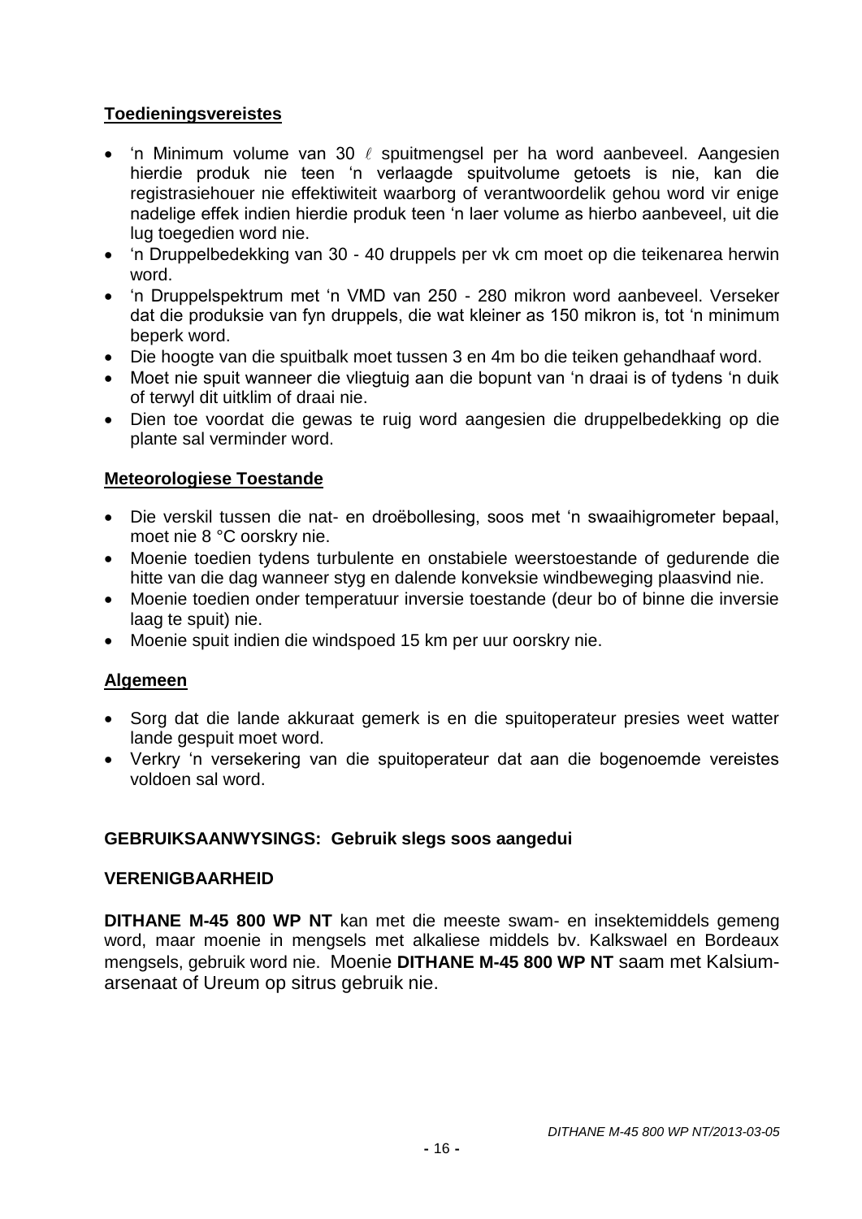**Toedieningsvereistes**

- 'n Minimum volume van 30 ℓ spuitmengsel per ha word aanbeveel. Aangesien hierdie produk nie teen 'n verlaagde spuitvolume getoets is nie, kan die registrasiehouer nie effektiwiteit waarborg of verantwoordelik gehou word vir enige nadelige effek indien hierdie produk teen 'n laer volume as hierbo aanbeveel, uit die lug toegedien word nie.
- 'n Druppelbedekking van 30 - 40 druppels per vk cm moet op die teikenarea herwin word.
- 'n Druppelspektrum met 'n VMD van 250 - 280 mikron word aanbeveel. Verseker dat die produksie van fyn druppels, die wat kleiner as 150 mikron is, tot 'n minimum beperk word.
- Die hoogte van die spuitbalk moet tussen 3 en 4m bo die teiken gehandhaaf word.
- Moet nie spuit wanneer die vliegtuig aan die bopunt van 'n draai is of tydens 'n duik of terwyl dit uitklim of draai nie.
- Dien toe voordat die gewas te ruig word aangesien die druppelbedekking op die plante sal verminder word.

**Meteorologiese Toestande**

- Die verskil tussen die nat- en droëbollesing, soos met 'n swaaihigrometer bepaal, moet nie 8 °C oorskry nie.
- Moenie toedien tydens turbulente en onstabiele weerstoestande of gedurende die hitte van die dag wanneer styg en dalende konveksie windbeweging plaasvind nie.
- Moenie toedien onder temperatuur inversie toestande (deur bo of binne die inversie laag te spuit) nie.
- Moenie spuit indien die windspoed 15 km per uur oorskry nie.

**Algemeen**

- Sorg dat die lande akkuraat gemerk is en die spuitoperateur presies weet watter lande gespuit moet word.
- Verkry 'n versekering van die spuitoperateur dat aan die bogenoemde vereistes voldoen sal word.

**GEBRUIKSAANWYSINGS: Gebruik slegs soos aangedui**

**VERENIGBAARHEID**

**DITHANE M-45 800 WP NT** kan met die meeste swam- en insektemiddels gemeng word, maar moenie in mengsels met alkaliese middels bv. Kalkswael en Bordeaux mengsels, gebruik word nie. Moenie **DITHANE M-45 800 WP NT** saam met Kalsium-arsenaat of Ureum op sitrus gebruik nie.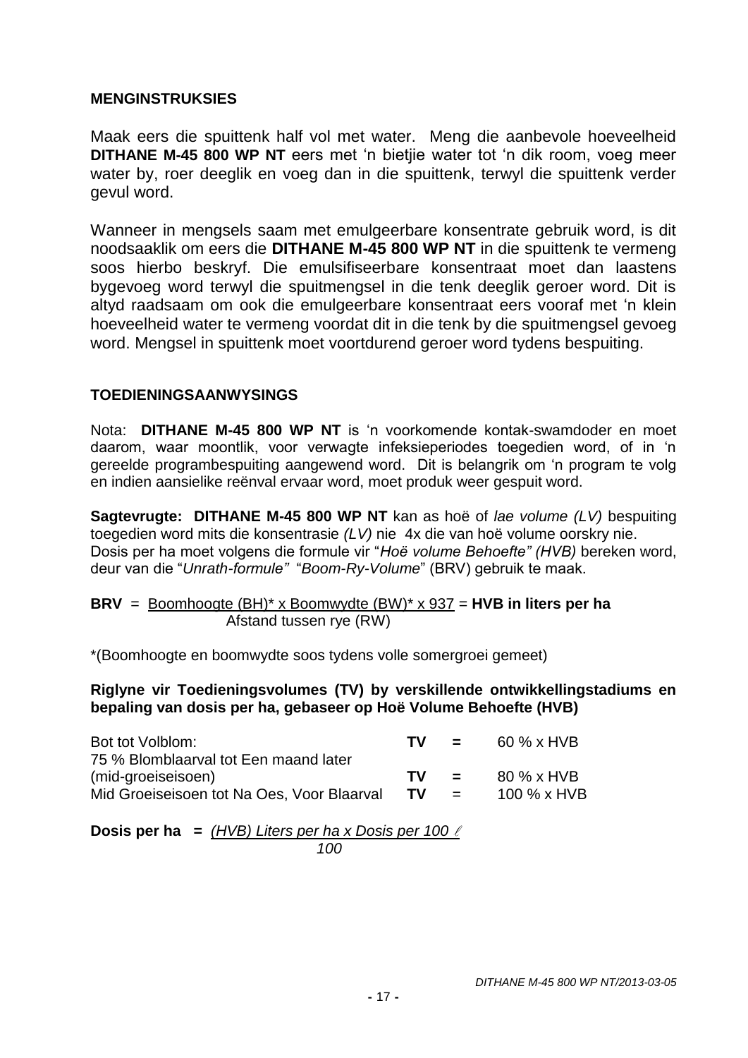## MENGINSTRUKSIES

Maak eers die spuittenk half vol met water. Meng die aanbevole hoeveelheid **DITHANE M-45 800 WP NT** eers met 'n bietjie water tot 'n dik room, voeg meer water by, roer deeglik en voeg dan in die spuittenk, terwyl die spuittenk verder gevul word.

Wanneer in mengsels saam met emulgeerbare konsentrate gebruik word, is dit noodsaaklik om eers die **DITHANE M-45 800 WP NT** in die spuittenk te vermeng soos hierbo beskryf. Die emulsifiseerbare konsentraat moet dan laastens bygevoeg word terwyl die spuitmengsel in die tenk deeglik geroer word. Dit is altyd raadsaam om ook die emulgeerbare konsentraat eers vooraf met 'n klein hoeveelheid water te vermeng voordat dit in die tenk by die spuitmengsel gevoeg word. Mengsel in spuittenk moet voortdurend geroer word tydens bespuiting.

## TOEDIENINGSAANWYSINGS

Nota: **DITHANE M-45 800 WP NT** is 'n voorkomende kontak-swamdoder en moet daarom, waar moontlik, voor verwagte infeksieperiodes toegedien word, of in 'n gereelde programbespuiting aangewend word. Dit is belangrik om 'n program te volg en indien aansielike reënval ervaar word, moet produk weer gespuit word.

**Sagtevrugte: DITHANE M-45 800 WP NT** kan as hoë of *lae volume (LV)* bespuiting toegedien word mits die konsentrasie *(LV)* nie 4x die van hoë volume oorskry nie. Dosis per ha moet volgens die formule vir "*Hoë volume Behoefte" (HVB)* bereken word, deur van die "*Unrath-formule"* "*Boom-Ry-Volume*" (BRV) gebruik te maak.

$$\textbf{BRV} = \frac{\text{Boomhoogte (BH)* x Boomwydte (BW)* x 937}}{\text{Afstand tussen rye (RW)}} = \textbf{HVB in liters per ha}$$

*(Boomhoogte en boomwydte soos tydens volle somergroei gemeet)

**Riglyne vir Toedieningsvolumes (TV) by verskillende ontwikkelingstadiums en bepaling van dosis per ha, gebaseer op Hoë Volume Behoefte (HVB)**

| | | | |
|---|---|---|---|
| Bot tot Volblom: | **TV** | **=** | 60 % x HVB |
| 75 % Blomblaarval tot Een maand later (mid-groeiseisoen) | **TV** | **=** | 80 % x HVB |
| Mid Groeiseisoen tot Na Oes, Voor Blaarval | **TV** | = | 100 % x HVB |

$$\textbf{Dosis per ha} = \frac{\textit{(HVB) Liters per ha x Dosis per 100 } \ell}{100}$$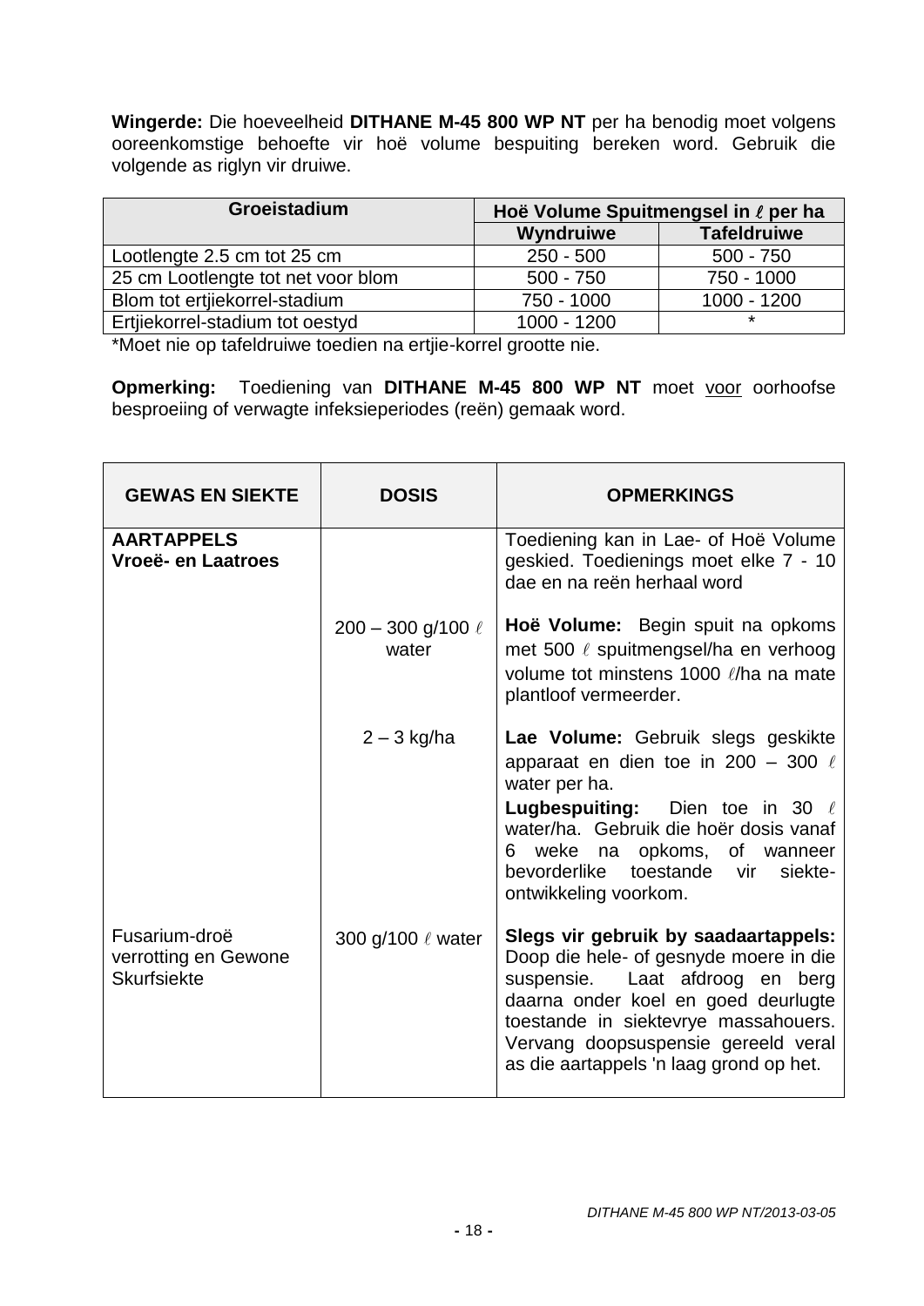**Wingerde:** Die hoeveelheid **DITHANE M-45 800 WP NT** per ha benodig moet volgens ooreenkomstige behoefte vir hoë volume bespuiting bereken word. Gebruik die volgende as riglyn vir druiwe.

| Groeistadium | Hoë Volume Spuitmengsel in ℓ per ha | |
|---|---|---|
| | **Wyndruiwe** | **Tafeldruiwe** |
| Lootlengte 2.5 cm tot 25 cm | 250 - 500 | 500 - 750 |
| 25 cm Lootlengte tot net voor blom | 500 - 750 | 750 - 1000 |
| Blom tot ertjiekorrel-stadium | 750 - 1000 | 1000 - 1200 |
| Ertjiekorrel-stadium tot oestyd | 1000 - 1200 | * |

*Moet nie op tafeldruiwe toedien na ertjie-korrel grootte nie.

**Opmerking:** Toediening van **DITHANE M-45 800 WP NT** moet voor oorhoofse besproeiing of verwagte infeksieperiodes (reën) gemaak word.

| GEWAS EN SIEKTE | DOSIS | OPMERKINGS |
|---|---|---|
| **AARTAPPELS Vroeë- en Laatroes** | | Toediening kan in Lae- of Hoë Volume geskied. Toedienings moet elke 7 - 10 dae en na reën herhaal word |
| | 200 – 300 g/100 ℓ water | **Hoë Volume:** Begin spuit na opkoms met 500 ℓ spuitmengsel/ha en verhoog volume tot minstens 1000 ℓ/ha na mate plantloof vermeerder. |
| | 2 – 3 kg/ha | **Lae Volume:** Gebruik slegs geskikte apparaat en dien toe in 200 – 300 ℓ water per ha. **Lugbespuiting:** Dien toe in 30 ℓ water/ha. Gebruik die hoër dosis vanaf 6 weke na opkoms, of wanneer bevorderlike toestande vir siekte-ontwikkeling voorkom. |
| Fusarium-droë verrotting en Gewone Skurfsiekte | 300 g/100 ℓ water | **Slegs vir gebruik by saadaartappels:** Doop die hele- of gesnyde moere in die suspensie. Laat afdroog en berg daarna onder koel en goed deurlugte toestande in siektevrye massahouers. Vervang doopsuspensie gereeld veral as die aartappels 'n laag grond op het. |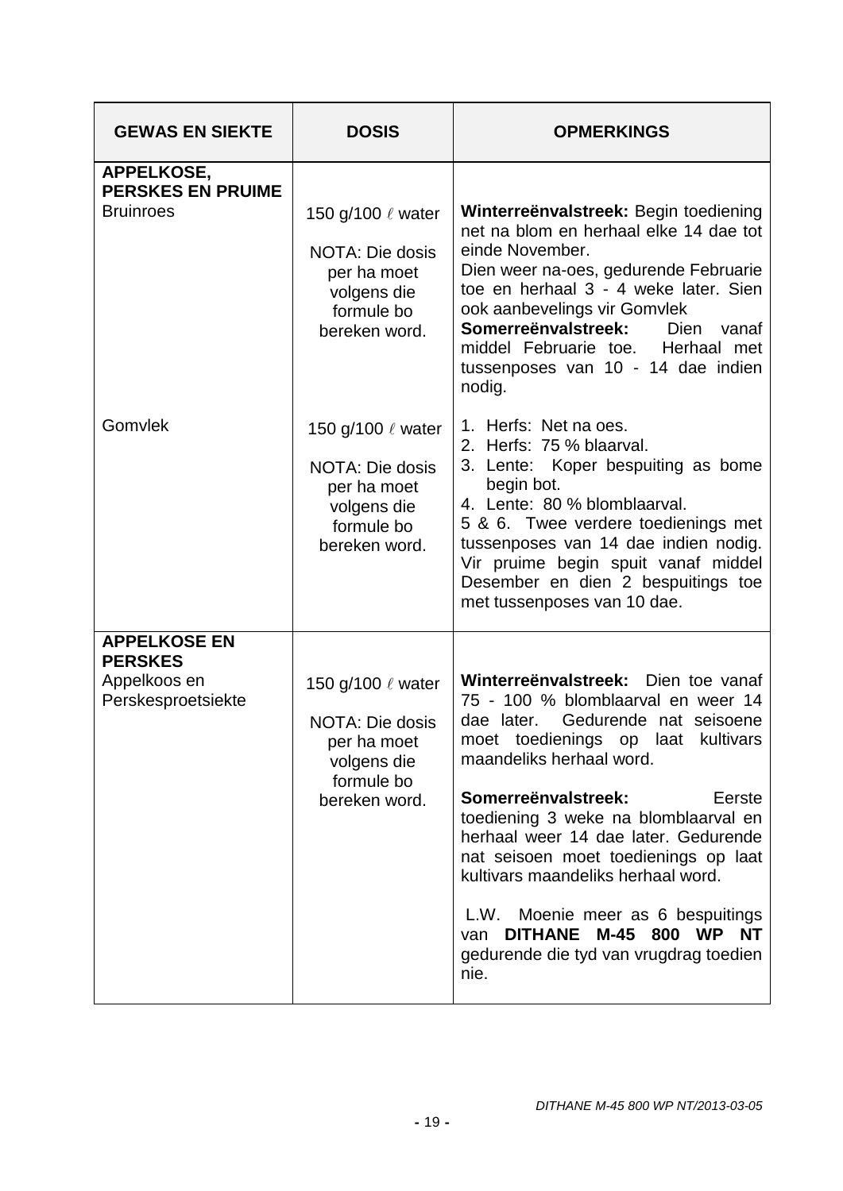| GEWAS EN SIEKTE | DOSIS | OPMERKINGS |
|---|---|---|
| **APPELKOSE, PERSKES EN PRUIME**<br>Bruinroes | 150 g/100 ℓ water<br><br>NOTA: Die dosis per ha moet volgens die formule bo bereken word. | **Winterreënvalstreek:** Begin toediening net na blom en herhaal elke 14 dae tot einde November.<br>Dien weer na-oes, gedurende Februarie toe en herhaal 3 - 4 weke later. Sien ook aanbevelings vir Gomvlek<br>**Somerreënvalstreek:** Dien vanaf middel Februarie toe. Herhaal met tussenposes van 10 - 14 dae indien nodig. |
| Gomvlek | 150 g/100 ℓ water<br><br>NOTA: Die dosis per ha moet volgens die formule bo bereken word. | 1. Herfs: Net na oes.<br>2. Herfs: 75 % blaarval.<br>3. Lente: Koper bespuiting as bome begin bot.<br>4. Lente: 80 % blomblaarval.<br>5 & 6. Twee verdere toedienings met tussenposes van 14 dae indien nodig. Vir pruime begin spuit vanaf middel Desember en dien 2 bespuitings toe met tussenposes van 10 dae. |
| **APPELKOSE EN PERSKES**<br>Appelkoos en Perskesproetsiekte | 150 g/100 ℓ water<br><br>NOTA: Die dosis per ha moet volgens die formule bo bereken word. | **Winterreënvalstreek:** Dien toe vanaf 75 - 100 % blomblaarval en weer 14 dae later. Gedurende nat seisoene moet toedienings op laat kultivars maandeliks herhaal word.<br><br>**Somerreënvalstreek:** Eerste toediening 3 weke na blomblaarval en herhaal weer 14 dae later. Gedurende nat seisoen moet toedienings op laat kultivars maandeliks herhaal word.<br><br>L.W. Moenie meer as 6 bespuitings van **DITHANE M-45 800 WP NT** gedurende die tyd van vrugdrag toedien nie. |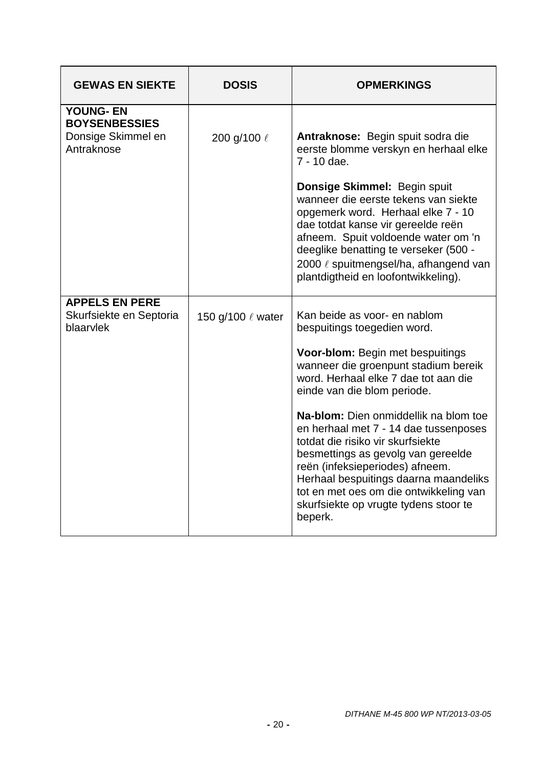| GEWAS EN SIEKTE | DOSIS | OPMERKINGS |
|---|---|---|
| **YOUNG- EN BOYSENBESSIES**<br>Donsige Skimmel en Antraknose | 200 g/100 ℓ | **Antraknose:** Begin spuit sodra die eerste blomme verskyn en herhaal elke 7 - 10 dae.<br><br>**Donsige Skimmel:** Begin spuit wanneer die eerste tekens van siekte opgemerk word. Herhaal elke 7 - 10 dae totdat kanse vir gereelde reën afneem. Spuit voldoende water om 'n deeglike benatting te verseker (500 - 2000 ℓ spuitmengsel/ha, afhangend van plantdigtheid en loofontwikkeling). |
| **APPELS EN PERE**<br>Skurfsiekte en Septoria blaarvlek | 150 g/100 ℓ water | Kan beide as voor- en nablom bespuitings toegedien word.<br><br>**Voor-blom:** Begin met bespuitings wanneer die groenpunt stadium bereik word. Herhaal elke 7 dae tot aan die einde van die blom periode.<br><br>**Na-blom:** Dien onmiddellik na blom toe en herhaal met 7 - 14 dae tussenposes totdat die risiko vir skurfsiekte besmettings as gevolg van gereelde reën (infeksieperiodes) afneem. Herhaal bespuitings daarna maandeliks tot en met oes om die ontwikkeling van skurfsiekte op vrugte tydens stoor te beperk. |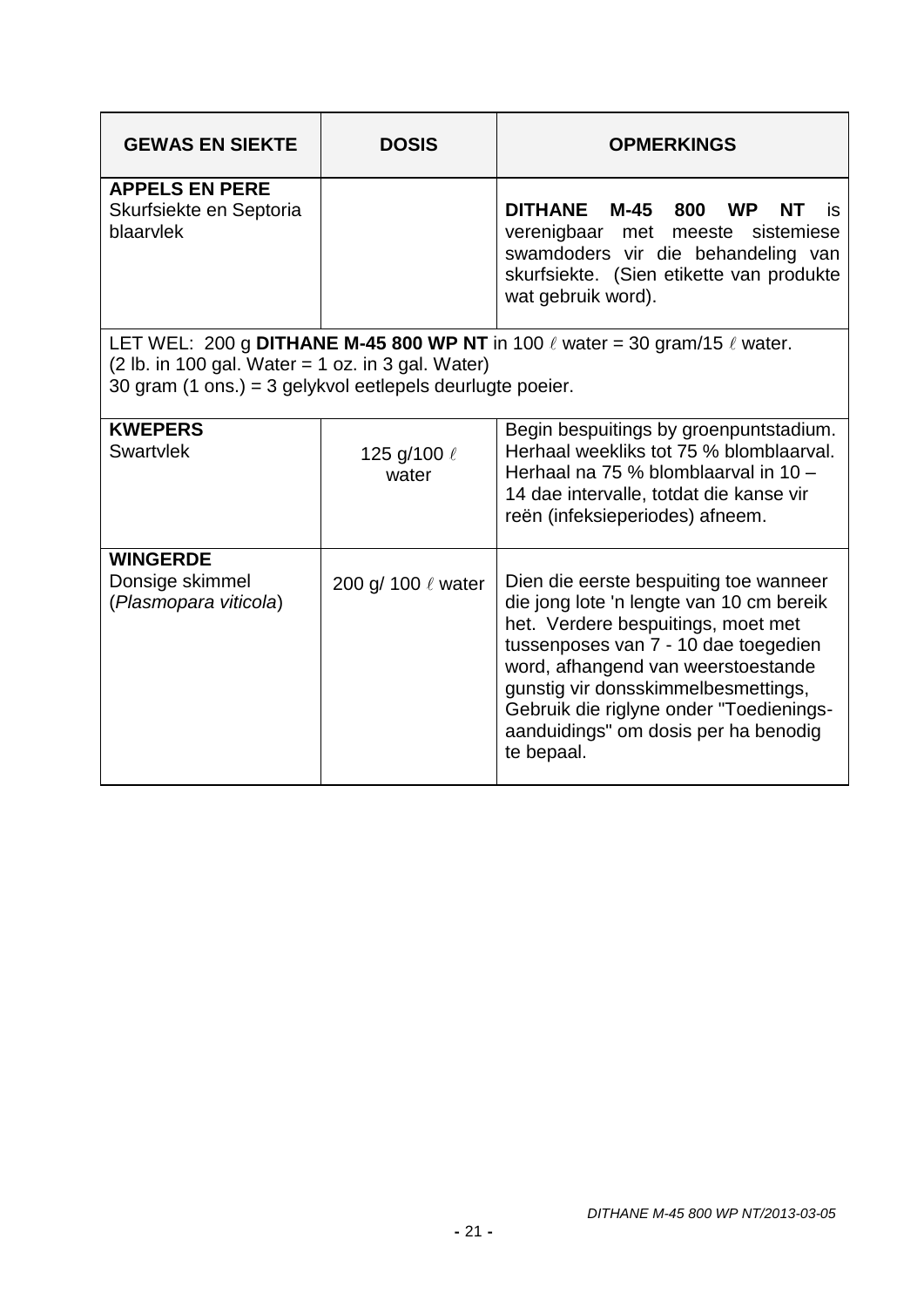| GEWAS EN SIEKTE | DOSIS | OPMERKINGS |
|---|---|---|
| **APPELS EN PERE**<br>Skurfsiekte en Septoria blaarvlek | | **DITHANE M-45 800 WP NT** is verenigbaar met meeste sistemiese swamdoders vir die behandeling van skurfsiekte. (Sien etikette van produkte wat gebruik word). |
| LET WEL: 200 g **DITHANE M-45 800 WP NT** in 100 ℓ water = 30 gram/15 ℓ water.<br>(2 lb. in 100 gal. Water = 1 oz. in 3 gal. Water)<br>30 gram (1 ons.) = 3 gelykvol eetlepels deurlugte poeier. | | |
| **KWEPERS**<br>Swartvlek | 125 g/100 ℓ water | Begin bespuitings by groenpuntstadium. Herhaal weekliks tot 75 % blomblaarval. Herhaal na 75 % blomblaarval in 10 – 14 dae intervalle, totdat die kanse vir reën (infeksieperiodes) afneem. |
| **WINGERDE**<br>Donsige skimmel<br>(*Plasmopara viticola*) | 200 g/ 100 ℓ water | Dien die eerste bespuiting toe wanneer die jong lote 'n lengte van 10 cm bereik het. Verdere bespuitings, moet met tussenposes van 7 - 10 dae toegedien word, afhangend van weerstoestande gunstig vir donsskimmelbesmettings, Gebruik die riglyne onder "Toedienings-aanduidings" om dosis per ha benodig te bepaal. |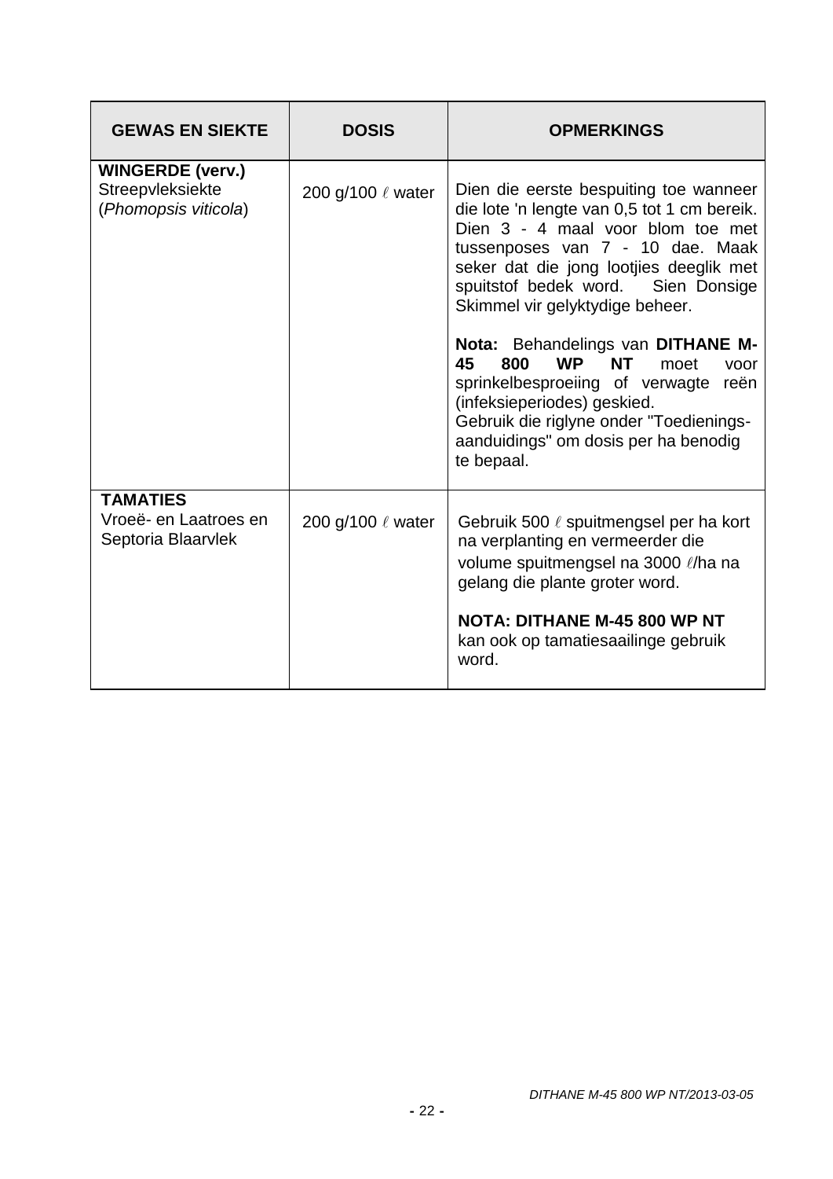| GEWAS EN SIEKTE | DOSIS | OPMERKINGS |
|---|---|---|
| **WINGERDE (verv.)**<br>Streepvleksiekte<br>(*Phomopsis viticola*) | 200 g/100 ℓ water | Dien die eerste bespuiting toe wanneer die lote 'n lengte van 0,5 tot 1 cm bereik. Dien 3 - 4 maal voor blom toe met tussenposes van 7 - 10 dae. Maak seker dat die jong lootjies deeglik met spuitstof bedek word. Sien Donsige Skimmel vir gelyktydige beheer.<br><br>**Nota:** Behandelings van **DITHANE M-45 800 WP NT** moet voor sprinkelbesproeiing of verwagte reën (infeksieperiodes) geskied.<br>Gebruik die riglyne onder "Toedienings-aanduidings" om dosis per ha benodig te bepaal. |
| **TAMATIES**<br>Vroeë- en Laatroes en Septoria Blaarvlek | 200 g/100 ℓ water | Gebruik 500 ℓ spuitmengsel per ha kort na verplanting en vermeerder die volume spuitmengsel na 3000 ℓ/ha na gelang die plante groter word.<br><br>**NOTA: DITHANE M-45 800 WP NT** kan ook op tamatiesaailinge gebruik word. |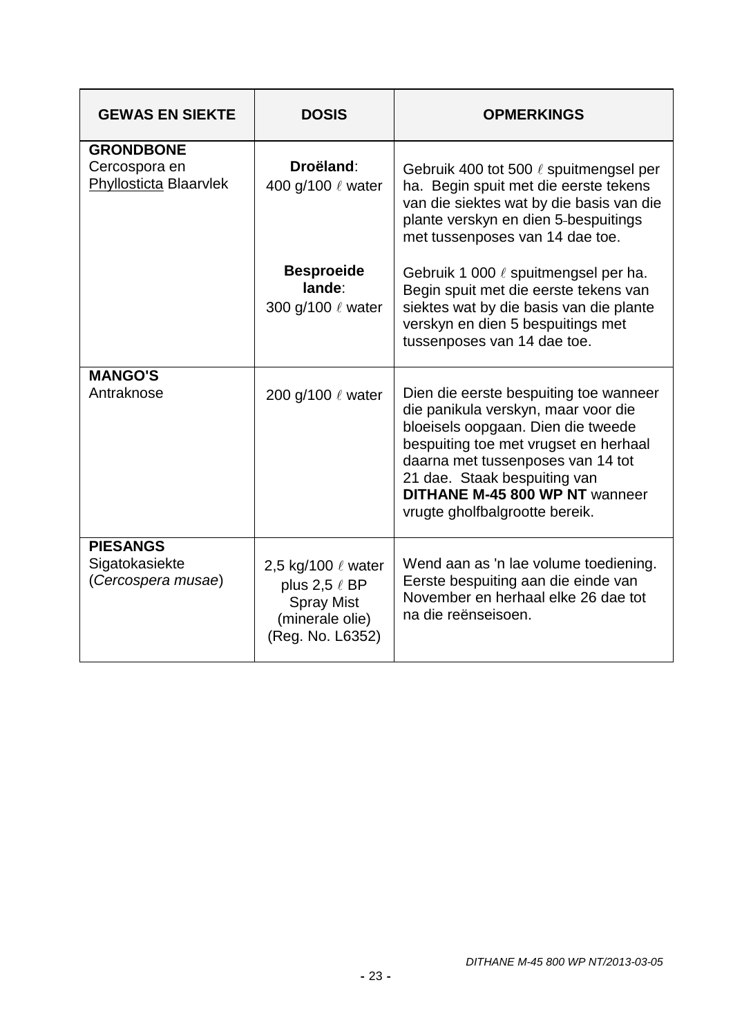| GEWAS EN SIEKTE | DOSIS | OPMERKINGS |
|---|---|---|
| **GRONDBONE**<br>Cercospora en<br>Phyllosticta Blaarvlek | **Droëland**:<br>400 g/100 ℓ water | Gebruik 400 tot 500 ℓ spuitmengsel per ha. Begin spuit met die eerste tekens van die siektes wat by die basis van die plante verskyn en dien 5-bespuitings met tussenposes van 14 dae toe. |
| | **Besproeide lande**:<br>300 g/100 ℓ water | Gebruik 1 000 ℓ spuitmengsel per ha. Begin spuit met die eerste tekens van siektes wat by die basis van die plante verskyn en dien 5 bespuitings met tussenposes van 14 dae toe. |
| **MANGO'S**<br>Antraknose | 200 g/100 ℓ water | Dien die eerste bespuiting toe wanneer die panikula verskyn, maar voor die bloeisels oopgaan. Dien die tweede bespuiting toe met vrugset en herhaal daarna met tussenposes van 14 tot 21 dae. Staak bespuiting van **DITHANE M-45 800 WP NT** wanneer vrugte gholfbalgrootte bereik. |
| **PIESANGS**<br>Sigatokasiekte<br>(*Cercospera musae*) | 2,5 kg/100 ℓ water plus 2,5 ℓ BP Spray Mist (minerale olie) (Reg. No. L6352) | Wend aan as 'n lae volume toediening. Eerste bespuiting aan die einde van November en herhaal elke 26 dae tot na die reënseisoen. |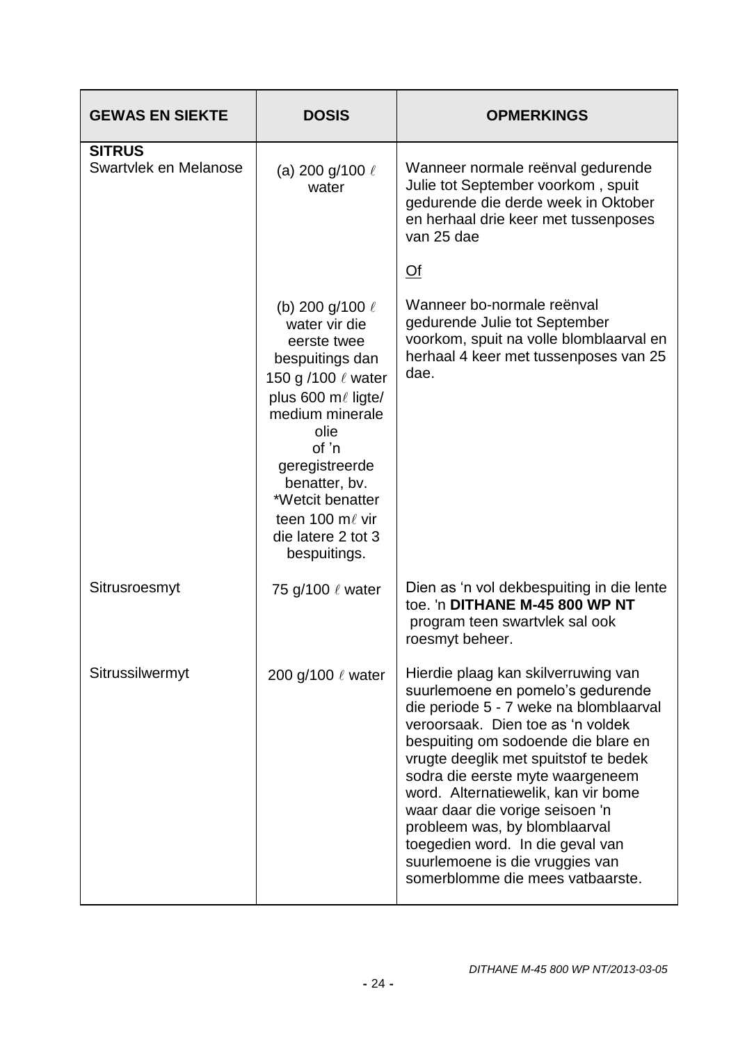| GEWAS EN SIEKTE | DOSIS | OPMERKINGS |
|---|---|---|
| **SITRUS**<br>Swartvlek en Melanose | (a) 200 g/100 ℓ water | Wanneer normale reënval gedurende Julie tot September voorkom , spuit gedurende die derde week in Oktober en herhaal drie keer met tussenposes van 25 dae<br><br><u>Of</u> |
| | (b) 200 g/100 ℓ water vir die eerste twee bespuitings dan 150 g /100 ℓ water plus 600 mℓ ligte/ medium minerale olie of 'n geregistreerde benatter, bv. *Wetcit benatter teen 100 mℓ vir die latere 2 tot 3 bespuitings. | Wanneer bo-normale reënval gedurende Julie tot September voorkom, spuit na volle blomblaarval en herhaal 4 keer met tussenposes van 25 dae. |
| Sitrusroesmyt | 75 g/100 ℓ water | Dien as 'n vol dekbespuiting in die lente toe. 'n **DITHANE M-45 800 WP NT** program teen swartvlek sal ook roesmyt beheer. |
| Sitrussilwermyt | 200 g/100 ℓ water | Hierdie plaag kan skilverruwing van suurlemoene en pomelo's gedurende die periode 5 - 7 weke na blomblaarval veroorsaak. Dien toe as 'n voldek bespuiting om sodoende die blare en vrugte deeglik met spuitstof te bedek sodra die eerste myte waargeneem word. Alternatiewelik, kan vir bome waar daar die vorige seisoen 'n probleem was, by blomblaarval toegedien word. In die geval van suurlemoene is die vruggies van somerblomme die mees vatbaarste. |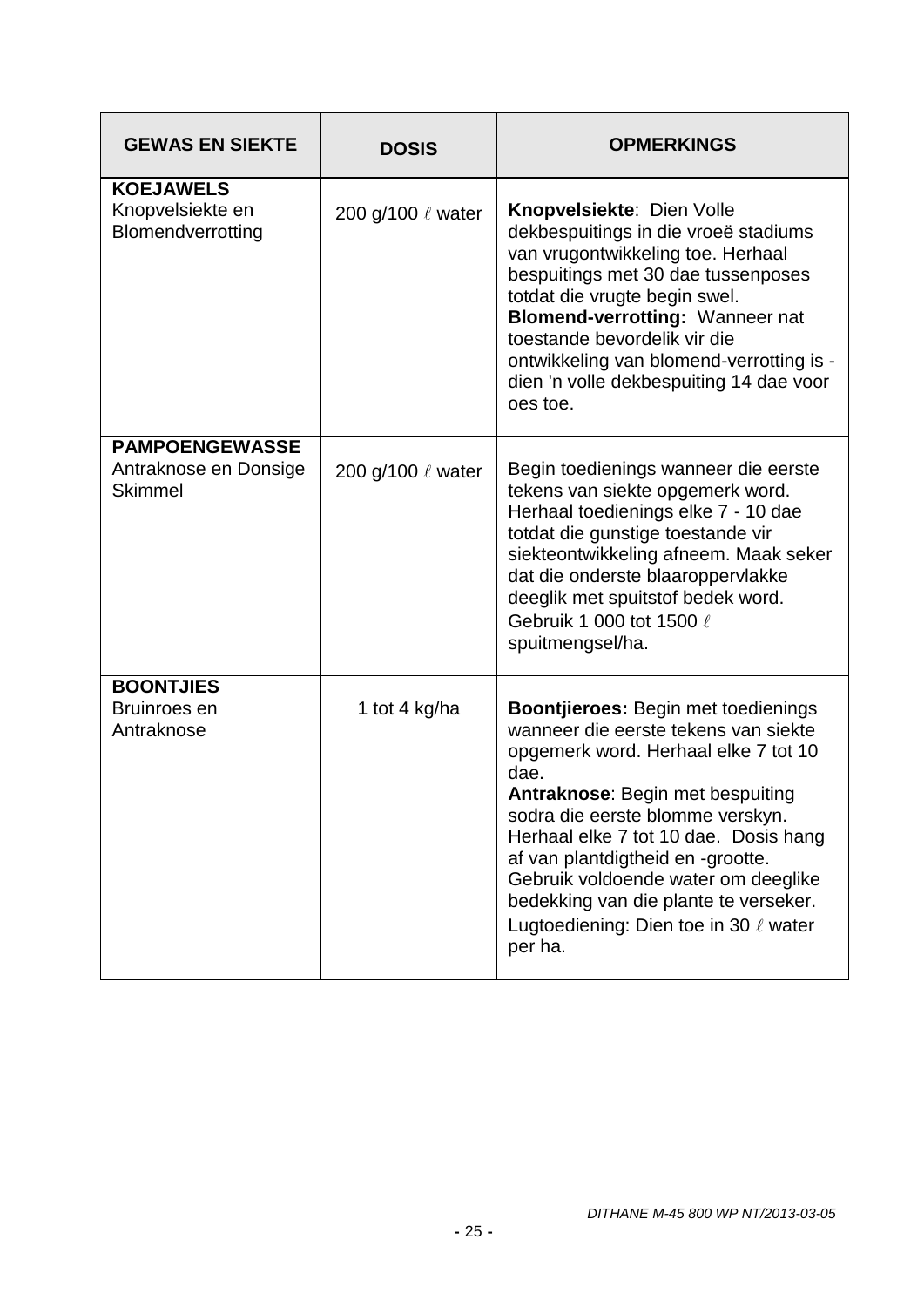| GEWAS EN SIEKTE | DOSIS | OPMERKINGS |
|---|---|---|
| **KOEJAWELS**<br>Knopvelsiekte en Blomendverrotting | 200 g/100 ℓ water | **Knopvelsiekte**: Dien Volle dekbespuitings in die vroeë stadiums van vrugontwikkeling toe. Herhaal bespuitings met 30 dae tussenposes totdat die vrugte begin swel.<br>**Blomend-verrotting:** Wanneer nat toestande bevordelik vir die ontwikkeling van blomend-verrotting is - dien 'n volle dekbespuiting 14 dae voor oes toe. |
| **PAMPOENGEWASSE**<br>Antraknose en Donsige Skimmel | 200 g/100 ℓ water | Begin toedienings wanneer die eerste tekens van siekte opgemerk word. Herhaal toedienings elke 7 - 10 dae totdat die gunstige toestande vir siekteontwikkeling afneem. Maak seker dat die onderste blaaroppervlakke deeglik met spuitstof bedek word. Gebruik 1 000 tot 1500 ℓ spuitmengsel/ha. |
| **BOONTJIES**<br>Bruinroes en Antraknose | 1 tot 4 kg/ha | **Boontjieroes:** Begin met toedienings wanneer die eerste tekens van siekte opgemerk word. Herhaal elke 7 tot 10 dae.<br>**Antraknose**: Begin met bespuiting sodra die eerste blomme verskyn. Herhaal elke 7 tot 10 dae. Dosis hang af van plantdigtheid en -grootte. Gebruik voldoende water om deeglike bedekking van die plante te verseker. Lugtoediening: Dien toe in 30 ℓ water per ha. |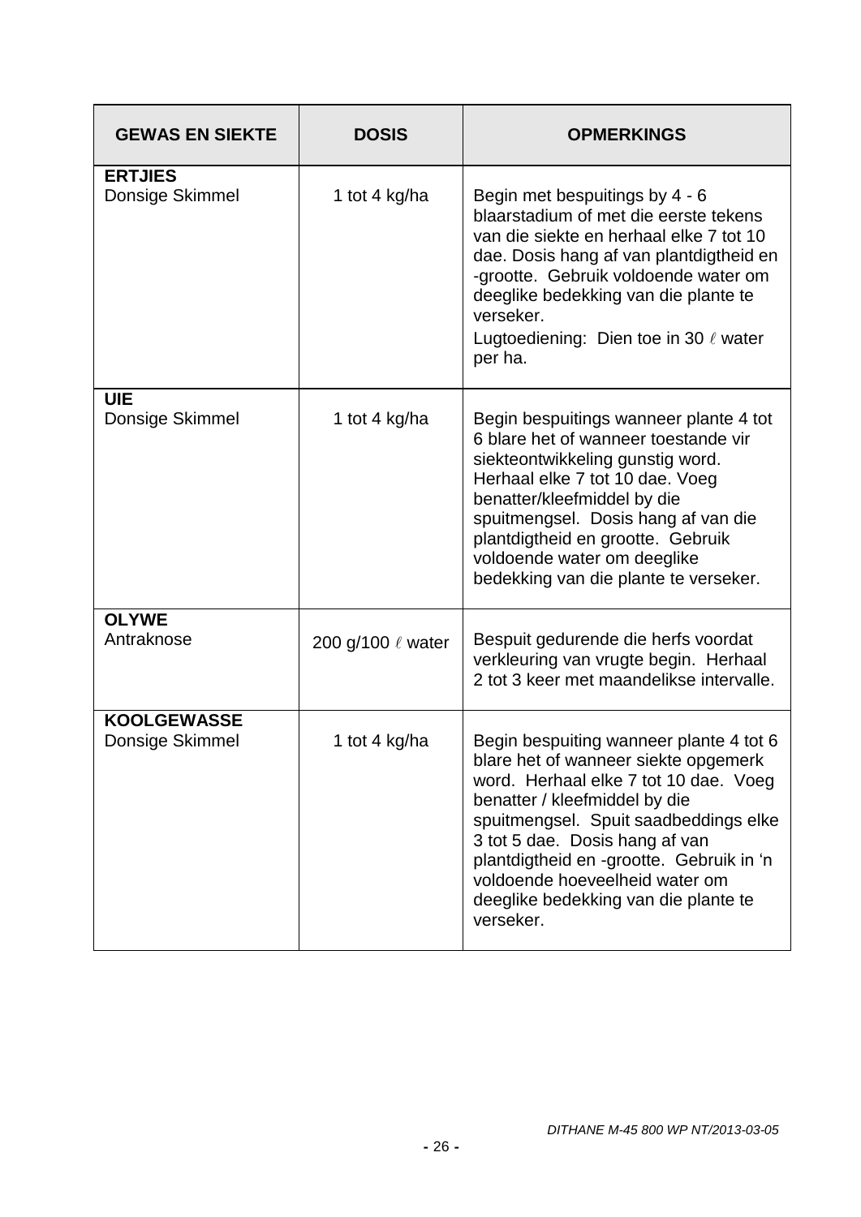| GEWAS EN SIEKTE | DOSIS | OPMERKINGS |
|---|---|---|
| **ERTJIES**<br>Donsige Skimmel | 1 tot 4 kg/ha | Begin met bespuitings by 4 - 6 blaarstadium of met die eerste tekens van die siekte en herhaal elke 7 tot 10 dae. Dosis hang af van plantdigtheid en -grootte. Gebruik voldoende water om deeglike bedekking van die plante te verseker.<br>Lugtoediening: Dien toe in 30 ℓ water per ha. |
| **UIE**<br>Donsige Skimmel | 1 tot 4 kg/ha | Begin bespuitings wanneer plante 4 tot 6 blare het of wanneer toestande vir siekteontwikkeling gunstig word. Herhaal elke 7 tot 10 dae. Voeg benatter/kleefmiddel by die spuitmengsel. Dosis hang af van die plantdigtheid en grootte. Gebruik voldoende water om deeglike bedekking van die plante te verseker. |
| **OLYWE**<br>Antraknose | 200 g/100 ℓ water | Bespuit gedurende die herfs voordat verkleuring van vrugte begin. Herhaal 2 tot 3 keer met maandelikse intervalle. |
| **KOOLGEWASSE**<br>Donsige Skimmel | 1 tot 4 kg/ha | Begin bespuiting wanneer plante 4 tot 6 blare het of wanneer siekte opgemerk word. Herhaal elke 7 tot 10 dae. Voeg benatter / kleefmiddel by die spuitmengsel. Spuit saadbeddings elke 3 tot 5 dae. Dosis hang af van plantdigtheid en -grootte. Gebruik in 'n voldoende hoeveelheid water om deeglike bedekking van die plante te verseker. |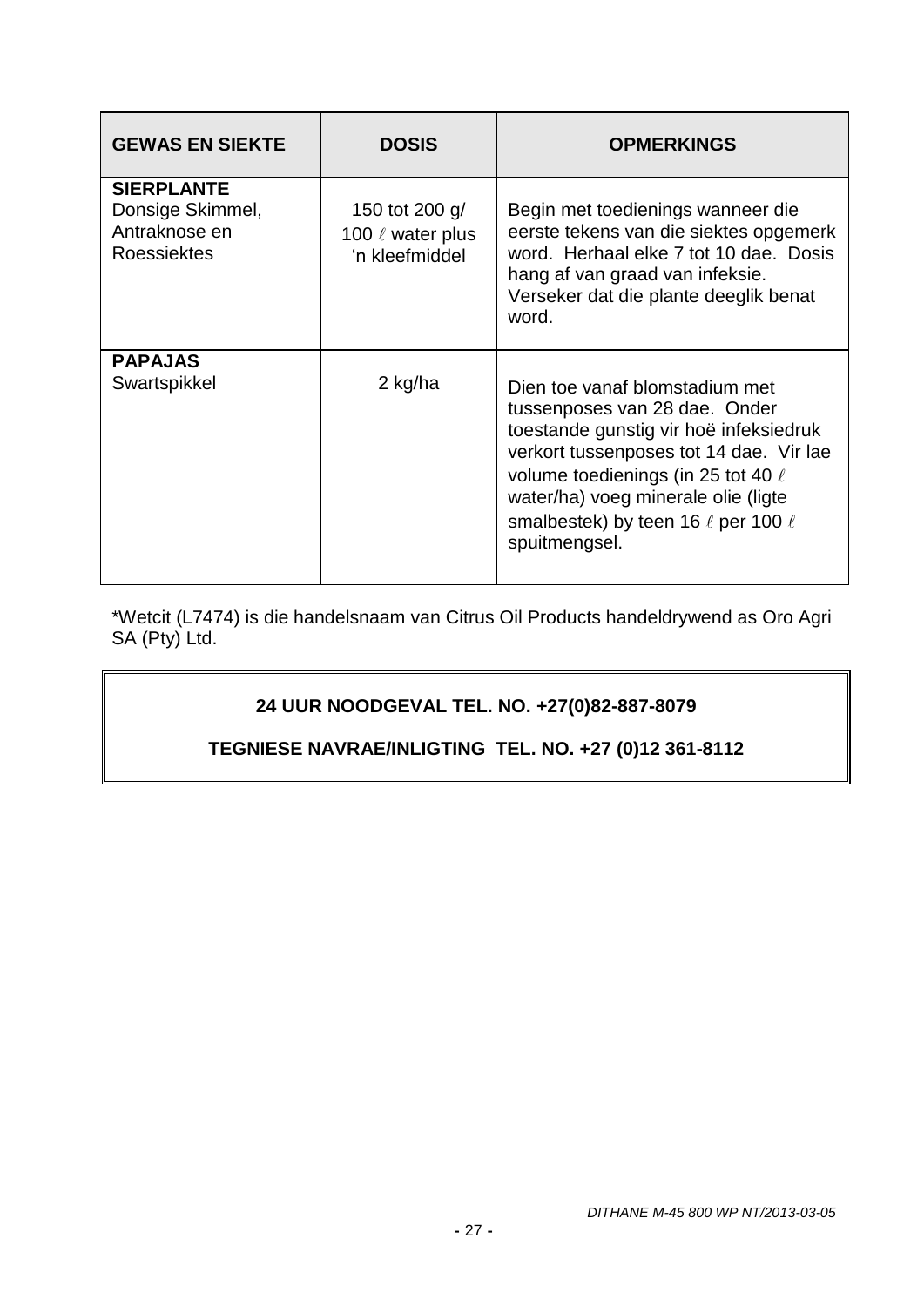| GEWAS EN SIEKTE | DOSIS | OPMERKINGS |
| --- | --- | --- |
| **SIERPLANTE**<br>Donsige Skimmel, Antraknose en Roessiektes | 150 tot 200 g/ 100 ℓ water plus 'n kleefmiddel | Begin met toedienings wanneer die eerste tekens van die siektes opgemerk word. Herhaal elke 7 tot 10 dae. Dosis hang af van graad van infeksie. Verseker dat die plante deeglik benat word. |
| **PAPAJAS**<br>Swartspikkel | 2 kg/ha | Dien toe vanaf blomstadium met tussenposes van 28 dae. Onder toestande gunstig vir hoë infeksiedruk verkort tussenposes tot 14 dae. Vir lae volume toedienings (in 25 tot 40 ℓ water/ha) voeg minerale olie (ligte smalbestek) by teen 16 ℓ per 100 ℓ spuitmengsel. |

*Wetcit (L7474) is die handelsnaam van Citrus Oil Products handeldrywend as Oro Agri SA (Pty) Ltd.

**24 UUR NOODGEVAL TEL. NO. +27(0)82-887-8079**

**TEGNIESE NAVRAE/INLIGTING TEL. NO. +27 (0)12 361-8112**